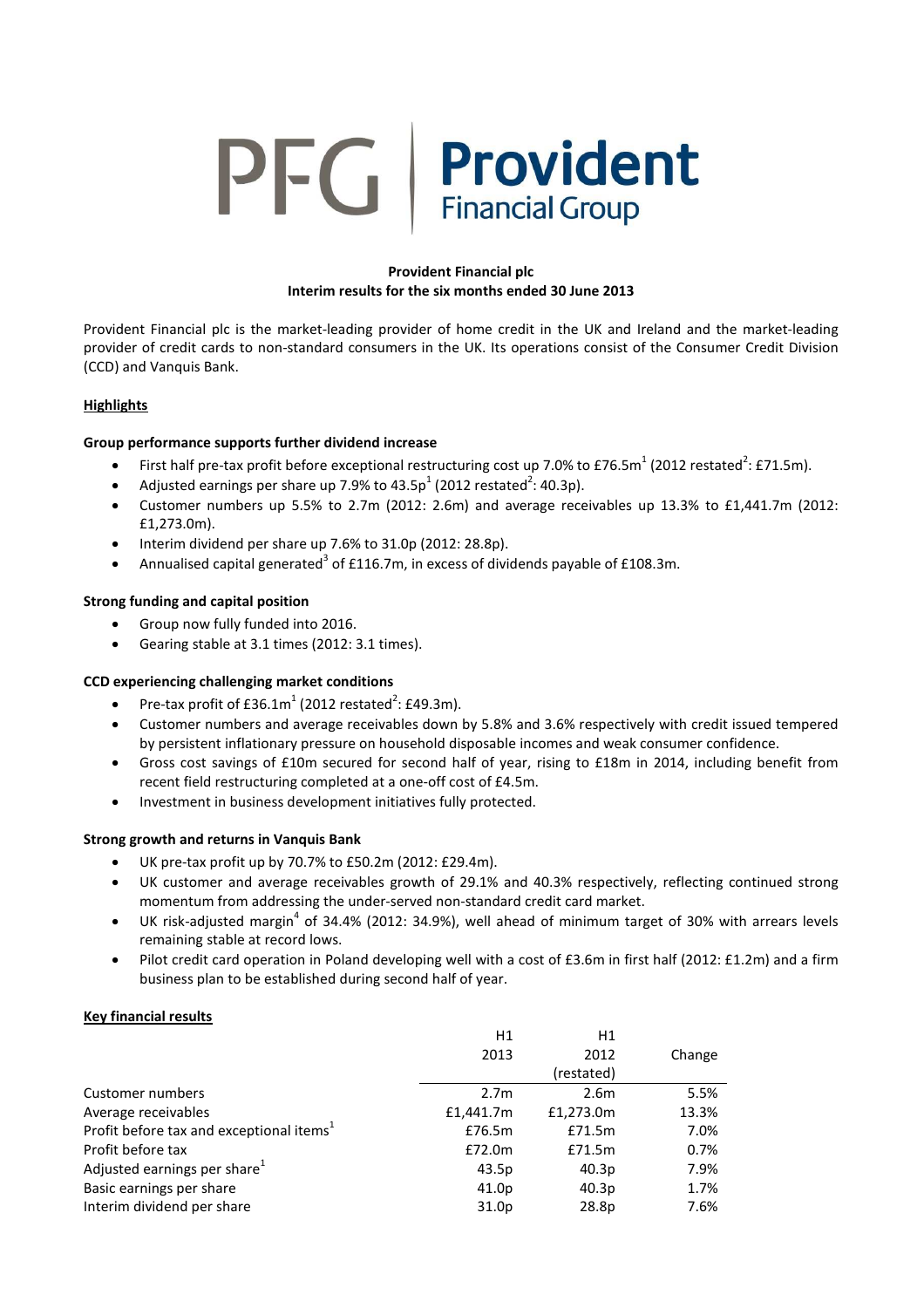PFG | Provident Financial Group

**Provident Financial plc**
**Interim results for the six months ended 30 June 2013**

Provident Financial plc is the market-leading provider of home credit in the UK and Ireland and the market-leading provider of credit cards to non-standard consumers in the UK. Its operations consist of the Consumer Credit Division (CCD) and Vanquis Bank.

## Highlights

### Group performance supports further dividend increase

- First half pre-tax profit before exceptional restructuring cost up 7.0% to £76.5m[1] (2012 restated[2]: £71.5m).
- Adjusted earnings per share up 7.9% to 43.5p[1] (2012 restated[2]: 40.3p).
- Customer numbers up 5.5% to 2.7m (2012: 2.6m) and average receivables up 13.3% to £1,441.7m (2012: £1,273.0m).
- Interim dividend per share up 7.6% to 31.0p (2012: 28.8p).
- Annualised capital generated[3] of £116.7m, in excess of dividends payable of £108.3m.

### Strong funding and capital position

- Group now fully funded into 2016.
- Gearing stable at 3.1 times (2012: 3.1 times).

### CCD experiencing challenging market conditions

- Pre-tax profit of £36.1m[1] (2012 restated[2]: £49.3m).
- Customer numbers and average receivables down by 5.8% and 3.6% respectively with credit issued tempered by persistent inflationary pressure on household disposable incomes and weak consumer confidence.
- Gross cost savings of £10m secured for second half of year, rising to £18m in 2014, including benefit from recent field restructuring completed at a one-off cost of £4.5m.
- Investment in business development initiatives fully protected.

### Strong growth and returns in Vanquis Bank

- UK pre-tax profit up by 70.7% to £50.2m (2012: £29.4m).
- UK customer and average receivables growth of 29.1% and 40.3% respectively, reflecting continued strong momentum from addressing the under-served non-standard credit card market.
- UK risk-adjusted margin[4] of 34.4% (2012: 34.9%), well ahead of minimum target of 30% with arrears levels remaining stable at record lows.
- Pilot credit card operation in Poland developing well with a cost of £3.6m in first half (2012: £1.2m) and a firm business plan to be established during second half of year.

## Key financial results

| | H1 2013 | H1 2012 (restated) | Change |
|---|---|---|---|
| Customer numbers | 2.7m | 2.6m | 5.5% |
| Average receivables | £1,441.7m | £1,273.0m | 13.3% |
| Profit before tax and exceptional items[1] | £76.5m | £71.5m | 7.0% |
| Profit before tax | £72.0m | £71.5m | 0.7% |
| Adjusted earnings per share[1] | 43.5p | 40.3p | 7.9% |
| Basic earnings per share | 41.0p | 40.3p | 1.7% |
| Interim dividend per share | 31.0p | 28.8p | 7.6% |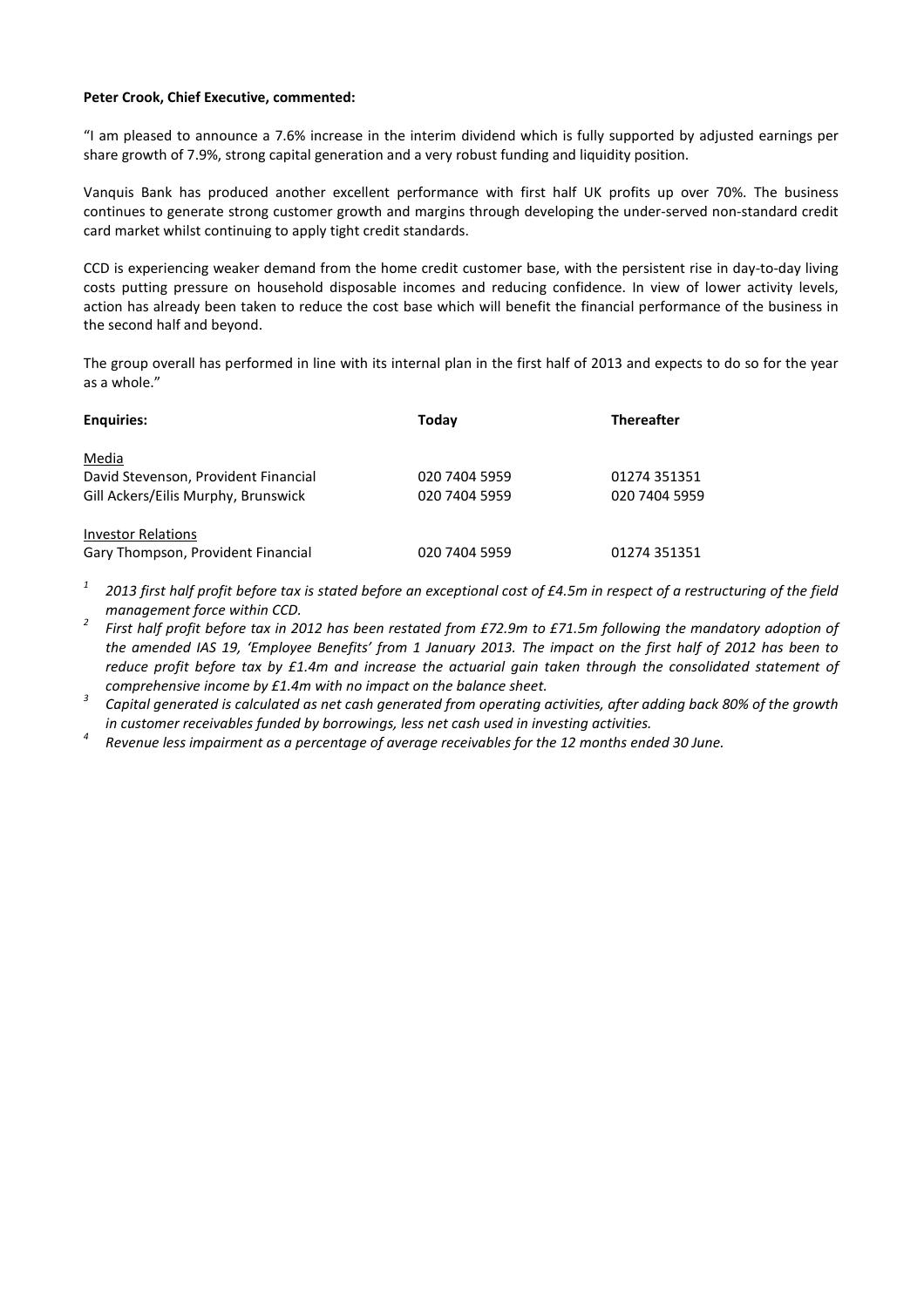**Peter Crook, Chief Executive, commented:**

"I am pleased to announce a 7.6% increase in the interim dividend which is fully supported by adjusted earnings per share growth of 7.9%, strong capital generation and a very robust funding and liquidity position.

Vanquis Bank has produced another excellent performance with first half UK profits up over 70%. The business continues to generate strong customer growth and margins through developing the under-served non-standard credit card market whilst continuing to apply tight credit standards.

CCD is experiencing weaker demand from the home credit customer base, with the persistent rise in day-to-day living costs putting pressure on household disposable incomes and reducing confidence. In view of lower activity levels, action has already been taken to reduce the cost base which will benefit the financial performance of the business in the second half and beyond.

The group overall has performed in line with its internal plan in the first half of 2013 and expects to do so for the year as a whole."

| **Enquiries:** | **Today** | **Thereafter** |
|---|---|---|
| Media | | |
| David Stevenson, Provident Financial | 020 7404 5959 | 01274 351351 |
| Gill Ackers/Eilis Murphy, Brunswick | 020 7404 5959 | 020 7404 5959 |
| Investor Relations | | |
| Gary Thompson, Provident Financial | 020 7404 5959 | 01274 351351 |

[1] *2013 first half profit before tax is stated before an exceptional cost of £4.5m in respect of a restructuring of the field management force within CCD.*

[2] *First half profit before tax in 2012 has been restated from £72.9m to £71.5m following the mandatory adoption of the amended IAS 19, 'Employee Benefits' from 1 January 2013. The impact on the first half of 2012 has been to reduce profit before tax by £1.4m and increase the actuarial gain taken through the consolidated statement of comprehensive income by £1.4m with no impact on the balance sheet.*

[3] *Capital generated is calculated as net cash generated from operating activities, after adding back 80% of the growth in customer receivables funded by borrowings, less net cash used in investing activities.*

[4] *Revenue less impairment as a percentage of average receivables for the 12 months ended 30 June.*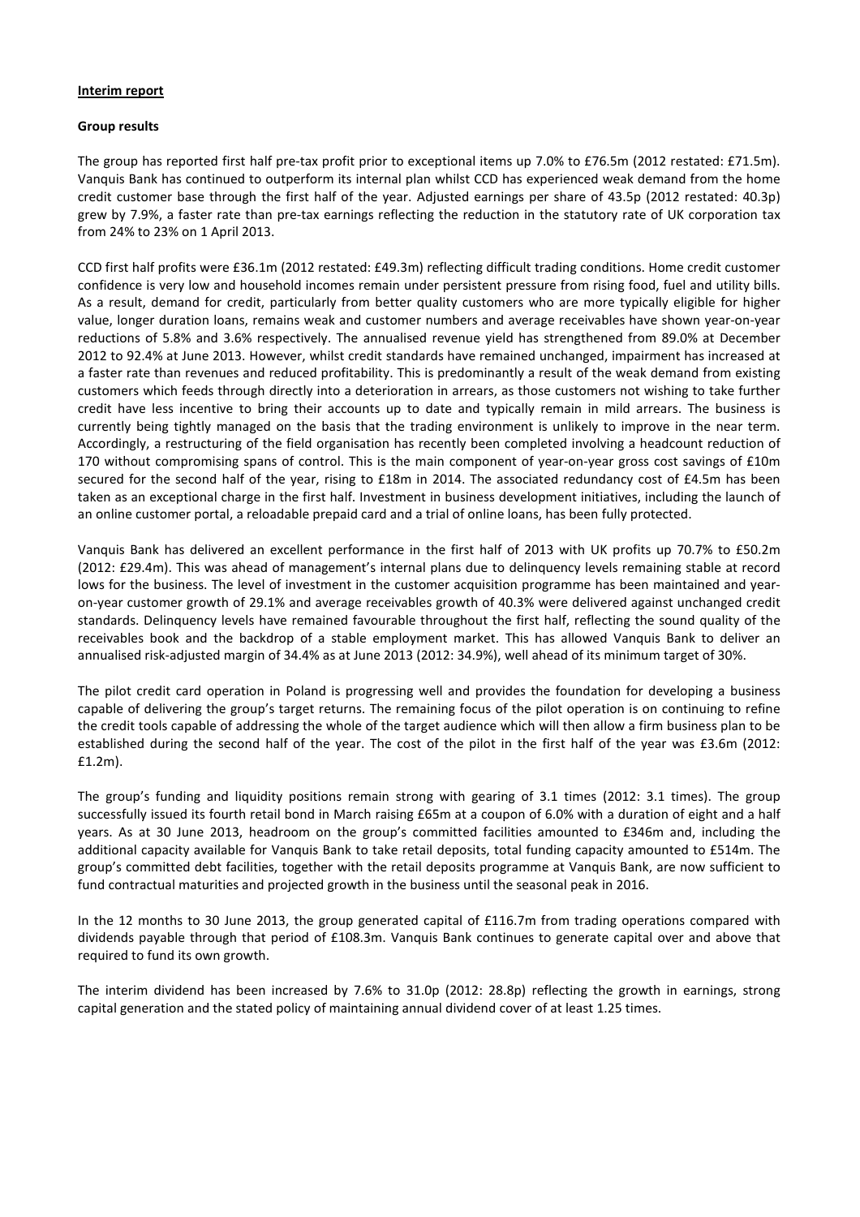**Interim report**

**Group results**

The group has reported first half pre-tax profit prior to exceptional items up 7.0% to £76.5m (2012 restated: £71.5m). Vanquis Bank has continued to outperform its internal plan whilst CCD has experienced weak demand from the home credit customer base through the first half of the year. Adjusted earnings per share of 43.5p (2012 restated: 40.3p) grew by 7.9%, a faster rate than pre-tax earnings reflecting the reduction in the statutory rate of UK corporation tax from 24% to 23% on 1 April 2013.

CCD first half profits were £36.1m (2012 restated: £49.3m) reflecting difficult trading conditions. Home credit customer confidence is very low and household incomes remain under persistent pressure from rising food, fuel and utility bills. As a result, demand for credit, particularly from better quality customers who are more typically eligible for higher value, longer duration loans, remains weak and customer numbers and average receivables have shown year-on-year reductions of 5.8% and 3.6% respectively. The annualised revenue yield has strengthened from 89.0% at December 2012 to 92.4% at June 2013. However, whilst credit standards have remained unchanged, impairment has increased at a faster rate than revenues and reduced profitability. This is predominantly a result of the weak demand from existing customers which feeds through directly into a deterioration in arrears, as those customers not wishing to take further credit have less incentive to bring their accounts up to date and typically remain in mild arrears. The business is currently being tightly managed on the basis that the trading environment is unlikely to improve in the near term. Accordingly, a restructuring of the field organisation has recently been completed involving a headcount reduction of 170 without compromising spans of control. This is the main component of year-on-year gross cost savings of £10m secured for the second half of the year, rising to £18m in 2014. The associated redundancy cost of £4.5m has been taken as an exceptional charge in the first half. Investment in business development initiatives, including the launch of an online customer portal, a reloadable prepaid card and a trial of online loans, has been fully protected.

Vanquis Bank has delivered an excellent performance in the first half of 2013 with UK profits up 70.7% to £50.2m (2012: £29.4m). This was ahead of management's internal plans due to delinquency levels remaining stable at record lows for the business. The level of investment in the customer acquisition programme has been maintained and year-on-year customer growth of 29.1% and average receivables growth of 40.3% were delivered against unchanged credit standards. Delinquency levels have remained favourable throughout the first half, reflecting the sound quality of the receivables book and the backdrop of a stable employment market. This has allowed Vanquis Bank to deliver an annualised risk-adjusted margin of 34.4% as at June 2013 (2012: 34.9%), well ahead of its minimum target of 30%.

The pilot credit card operation in Poland is progressing well and provides the foundation for developing a business capable of delivering the group's target returns. The remaining focus of the pilot operation is on continuing to refine the credit tools capable of addressing the whole of the target audience which will then allow a firm business plan to be established during the second half of the year. The cost of the pilot in the first half of the year was £3.6m (2012: £1.2m).

The group's funding and liquidity positions remain strong with gearing of 3.1 times (2012: 3.1 times). The group successfully issued its fourth retail bond in March raising £65m at a coupon of 6.0% with a duration of eight and a half years. As at 30 June 2013, headroom on the group's committed facilities amounted to £346m and, including the additional capacity available for Vanquis Bank to take retail deposits, total funding capacity amounted to £514m. The group's committed debt facilities, together with the retail deposits programme at Vanquis Bank, are now sufficient to fund contractual maturities and projected growth in the business until the seasonal peak in 2016.

In the 12 months to 30 June 2013, the group generated capital of £116.7m from trading operations compared with dividends payable through that period of £108.3m. Vanquis Bank continues to generate capital over and above that required to fund its own growth.

The interim dividend has been increased by 7.6% to 31.0p (2012: 28.8p) reflecting the growth in earnings, strong capital generation and the stated policy of maintaining annual dividend cover of at least 1.25 times.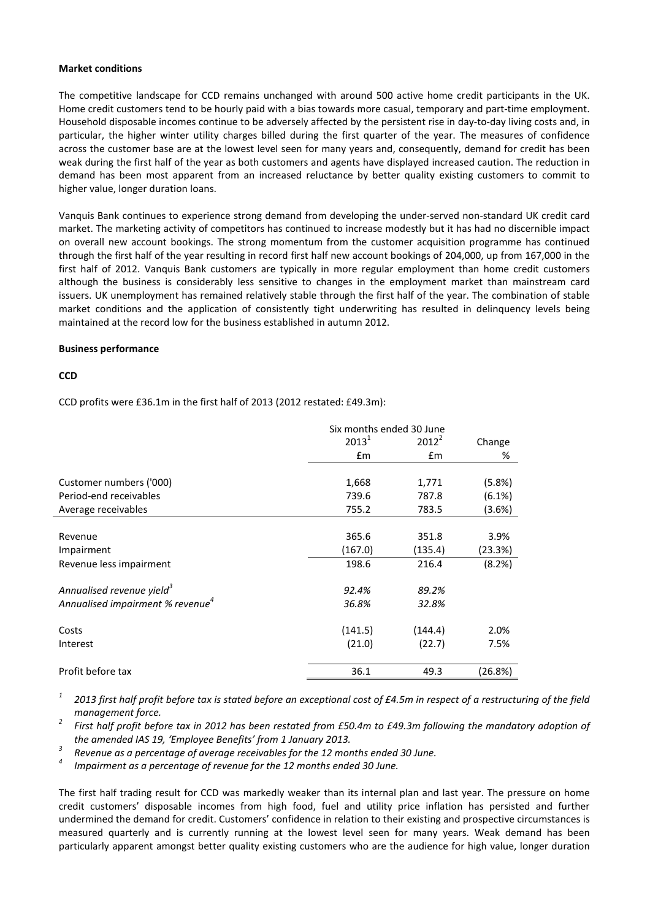**Market conditions**

The competitive landscape for CCD remains unchanged with around 500 active home credit participants in the UK. Home credit customers tend to be hourly paid with a bias towards more casual, temporary and part-time employment. Household disposable incomes continue to be adversely affected by the persistent rise in day-to-day living costs and, in particular, the higher winter utility charges billed during the first quarter of the year. The measures of confidence across the customer base are at the lowest level seen for many years and, consequently, demand for credit has been weak during the first half of the year as both customers and agents have displayed increased caution. The reduction in demand has been most apparent from an increased reluctance by better quality existing customers to commit to higher value, longer duration loans.

Vanquis Bank continues to experience strong demand from developing the under-served non-standard UK credit card market. The marketing activity of competitors has continued to increase modestly but it has had no discernible impact on overall new account bookings. The strong momentum from the customer acquisition programme has continued through the first half of the year resulting in record first half new account bookings of 204,000, up from 167,000 in the first half of 2012. Vanquis Bank customers are typically in more regular employment than home credit customers although the business is considerably less sensitive to changes in the employment market than mainstream card issuers. UK unemployment has remained relatively stable through the first half of the year. The combination of stable market conditions and the application of consistently tight underwriting has resulted in delinquency levels being maintained at the record low for the business established in autumn 2012.

**Business performance**

**CCD**

CCD profits were £36.1m in the first half of 2013 (2012 restated: £49.3m):

| | Six months ended 30 June | | |
|---|---|---|---|
| | 2013[1] | 2012[2] | Change |
| | £m | £m | % |
| Customer numbers ('000) | 1,668 | 1,771 | (5.8%) |
| Period-end receivables | 739.6 | 787.8 | (6.1%) |
| Average receivables | 755.2 | 783.5 | (3.6%) |
| Revenue | 365.6 | 351.8 | 3.9% |
| Impairment | (167.0) | (135.4) | (23.3%) |
| Revenue less impairment | 198.6 | 216.4 | (8.2%) |
| *Annualised revenue yield[3]* | *92.4%* | *89.2%* | |
| *Annualised impairment % revenue[4]* | *36.8%* | *32.8%* | |
| Costs | (141.5) | (144.4) | 2.0% |
| Interest | (21.0) | (22.7) | 7.5% |
| Profit before tax | 36.1 | 49.3 | (26.8%) |

[1] *2013 first half profit before tax is stated before an exceptional cost of £4.5m in respect of a restructuring of the field management force.*

[2] *First half profit before tax in 2012 has been restated from £50.4m to £49.3m following the mandatory adoption of the amended IAS 19, 'Employee Benefits' from 1 January 2013.*

[3] *Revenue as a percentage of average receivables for the 12 months ended 30 June.*

[4] *Impairment as a percentage of revenue for the 12 months ended 30 June.*

The first half trading result for CCD was markedly weaker than its internal plan and last year. The pressure on home credit customers' disposable incomes from high food, fuel and utility price inflation has persisted and further undermined the demand for credit. Customers' confidence in relation to their existing and prospective circumstances is measured quarterly and is currently running at the lowest level seen for many years. Weak demand has been particularly apparent amongst better quality existing customers who are the audience for high value, longer duration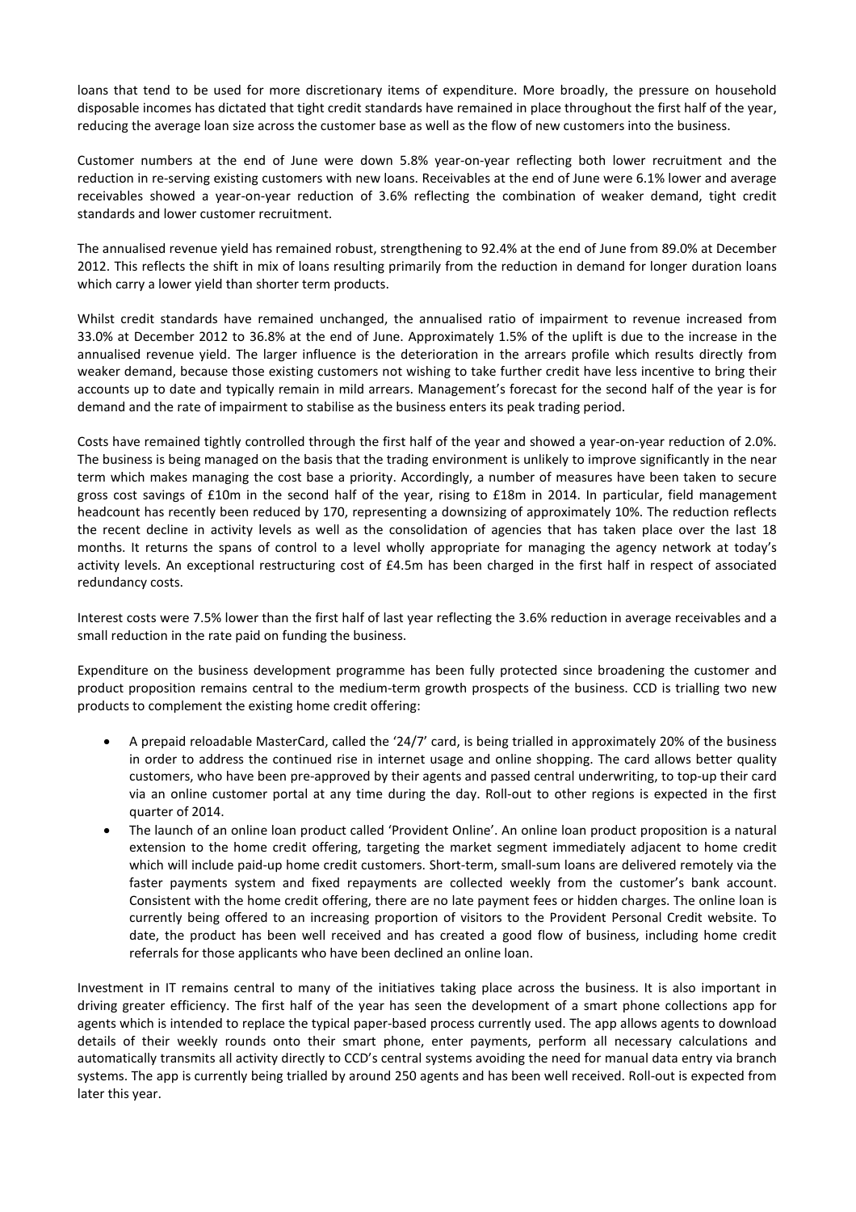loans that tend to be used for more discretionary items of expenditure. More broadly, the pressure on household disposable incomes has dictated that tight credit standards have remained in place throughout the first half of the year, reducing the average loan size across the customer base as well as the flow of new customers into the business.

Customer numbers at the end of June were down 5.8% year-on-year reflecting both lower recruitment and the reduction in re-serving existing customers with new loans. Receivables at the end of June were 6.1% lower and average receivables showed a year-on-year reduction of 3.6% reflecting the combination of weaker demand, tight credit standards and lower customer recruitment.

The annualised revenue yield has remained robust, strengthening to 92.4% at the end of June from 89.0% at December 2012. This reflects the shift in mix of loans resulting primarily from the reduction in demand for longer duration loans which carry a lower yield than shorter term products.

Whilst credit standards have remained unchanged, the annualised ratio of impairment to revenue increased from 33.0% at December 2012 to 36.8% at the end of June. Approximately 1.5% of the uplift is due to the increase in the annualised revenue yield. The larger influence is the deterioration in the arrears profile which results directly from weaker demand, because those existing customers not wishing to take further credit have less incentive to bring their accounts up to date and typically remain in mild arrears. Management's forecast for the second half of the year is for demand and the rate of impairment to stabilise as the business enters its peak trading period.

Costs have remained tightly controlled through the first half of the year and showed a year-on-year reduction of 2.0%. The business is being managed on the basis that the trading environment is unlikely to improve significantly in the near term which makes managing the cost base a priority. Accordingly, a number of measures have been taken to secure gross cost savings of £10m in the second half of the year, rising to £18m in 2014. In particular, field management headcount has recently been reduced by 170, representing a downsizing of approximately 10%. The reduction reflects the recent decline in activity levels as well as the consolidation of agencies that has taken place over the last 18 months. It returns the spans of control to a level wholly appropriate for managing the agency network at today's activity levels. An exceptional restructuring cost of £4.5m has been charged in the first half in respect of associated redundancy costs.

Interest costs were 7.5% lower than the first half of last year reflecting the 3.6% reduction in average receivables and a small reduction in the rate paid on funding the business.

Expenditure on the business development programme has been fully protected since broadening the customer and product proposition remains central to the medium-term growth prospects of the business. CCD is trialling two new products to complement the existing home credit offering:

- A prepaid reloadable MasterCard, called the '24/7' card, is being trialled in approximately 20% of the business in order to address the continued rise in internet usage and online shopping. The card allows better quality customers, who have been pre-approved by their agents and passed central underwriting, to top-up their card via an online customer portal at any time during the day. Roll-out to other regions is expected in the first quarter of 2014.
- The launch of an online loan product called 'Provident Online'. An online loan product proposition is a natural extension to the home credit offering, targeting the market segment immediately adjacent to home credit which will include paid-up home credit customers. Short-term, small-sum loans are delivered remotely via the faster payments system and fixed repayments are collected weekly from the customer's bank account. Consistent with the home credit offering, there are no late payment fees or hidden charges. The online loan is currently being offered to an increasing proportion of visitors to the Provident Personal Credit website. To date, the product has been well received and has created a good flow of business, including home credit referrals for those applicants who have been declined an online loan.

Investment in IT remains central to many of the initiatives taking place across the business. It is also important in driving greater efficiency. The first half of the year has seen the development of a smart phone collections app for agents which is intended to replace the typical paper-based process currently used. The app allows agents to download details of their weekly rounds onto their smart phone, enter payments, perform all necessary calculations and automatically transmits all activity directly to CCD's central systems avoiding the need for manual data entry via branch systems. The app is currently being trialled by around 250 agents and has been well received. Roll-out is expected from later this year.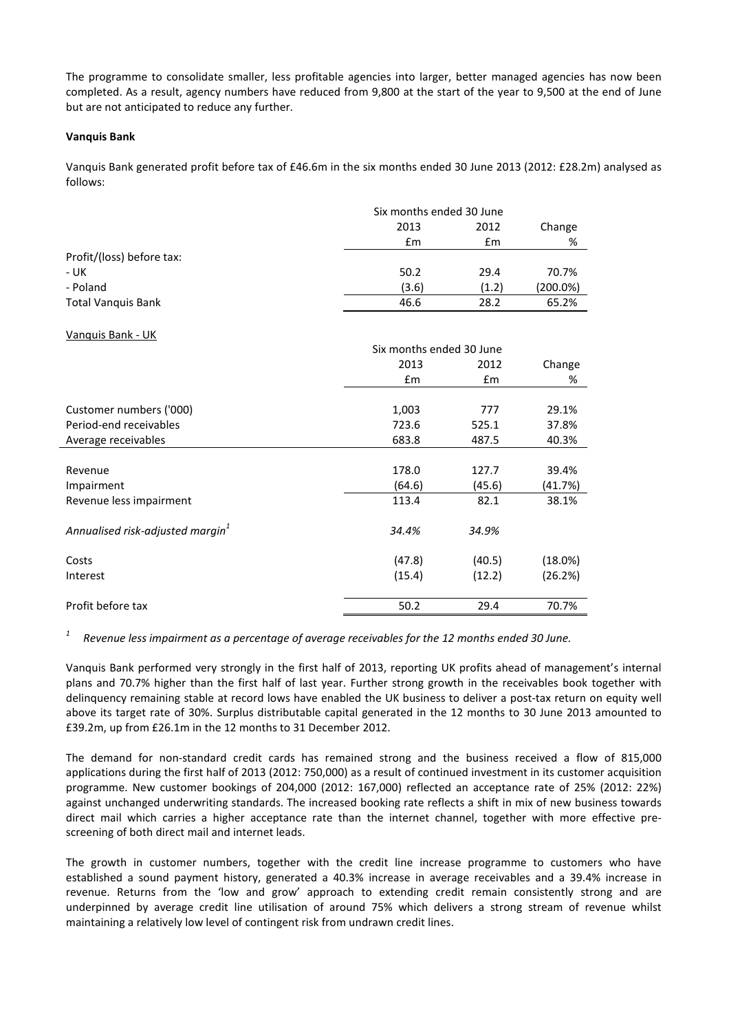The programme to consolidate smaller, less profitable agencies into larger, better managed agencies has now been completed. As a result, agency numbers have reduced from 9,800 at the start of the year to 9,500 at the end of June but are not anticipated to reduce any further.

**Vanquis Bank**

Vanquis Bank generated profit before tax of £46.6m in the six months ended 30 June 2013 (2012: £28.2m) analysed as follows:

| | Six months ended 30 June | | |
|---|---|---|---|
| | 2013 | 2012 | Change |
| | £m | £m | % |
| Profit/(loss) before tax: | | | |
| - UK | 50.2 | 29.4 | 70.7% |
| - Poland | (3.6) | (1.2) | (200.0%) |
| Total Vanquis Bank | 46.6 | 28.2 | 65.2% |

Vanquis Bank - UK

| | Six months ended 30 June | | |
|---|---|---|---|
| | 2013 | 2012 | Change |
| | £m | £m | % |
| Customer numbers ('000) | 1,003 | 777 | 29.1% |
| Period-end receivables | 723.6 | 525.1 | 37.8% |
| Average receivables | 683.8 | 487.5 | 40.3% |
| Revenue | 178.0 | 127.7 | 39.4% |
| Impairment | (64.6) | (45.6) | (41.7%) |
| Revenue less impairment | 113.4 | 82.1 | 38.1% |
| *Annualised risk-adjusted margin*[1] | *34.4%* | *34.9%* | |
| Costs | (47.8) | (40.5) | (18.0%) |
| Interest | (15.4) | (12.2) | (26.2%) |
| Profit before tax | 50.2 | 29.4 | 70.7% |

[1] *Revenue less impairment as a percentage of average receivables for the 12 months ended 30 June.*

Vanquis Bank performed very strongly in the first half of 2013, reporting UK profits ahead of management's internal plans and 70.7% higher than the first half of last year. Further strong growth in the receivables book together with delinquency remaining stable at record lows have enabled the UK business to deliver a post-tax return on equity well above its target rate of 30%. Surplus distributable capital generated in the 12 months to 30 June 2013 amounted to £39.2m, up from £26.1m in the 12 months to 31 December 2012.

The demand for non-standard credit cards has remained strong and the business received a flow of 815,000 applications during the first half of 2013 (2012: 750,000) as a result of continued investment in its customer acquisition programme. New customer bookings of 204,000 (2012: 167,000) reflected an acceptance rate of 25% (2012: 22%) against unchanged underwriting standards. The increased booking rate reflects a shift in mix of new business towards direct mail which carries a higher acceptance rate than the internet channel, together with more effective pre-screening of both direct mail and internet leads.

The growth in customer numbers, together with the credit line increase programme to customers who have established a sound payment history, generated a 40.3% increase in average receivables and a 39.4% increase in revenue. Returns from the 'low and grow' approach to extending credit remain consistently strong and are underpinned by average credit line utilisation of around 75% which delivers a strong stream of revenue whilst maintaining a relatively low level of contingent risk from undrawn credit lines.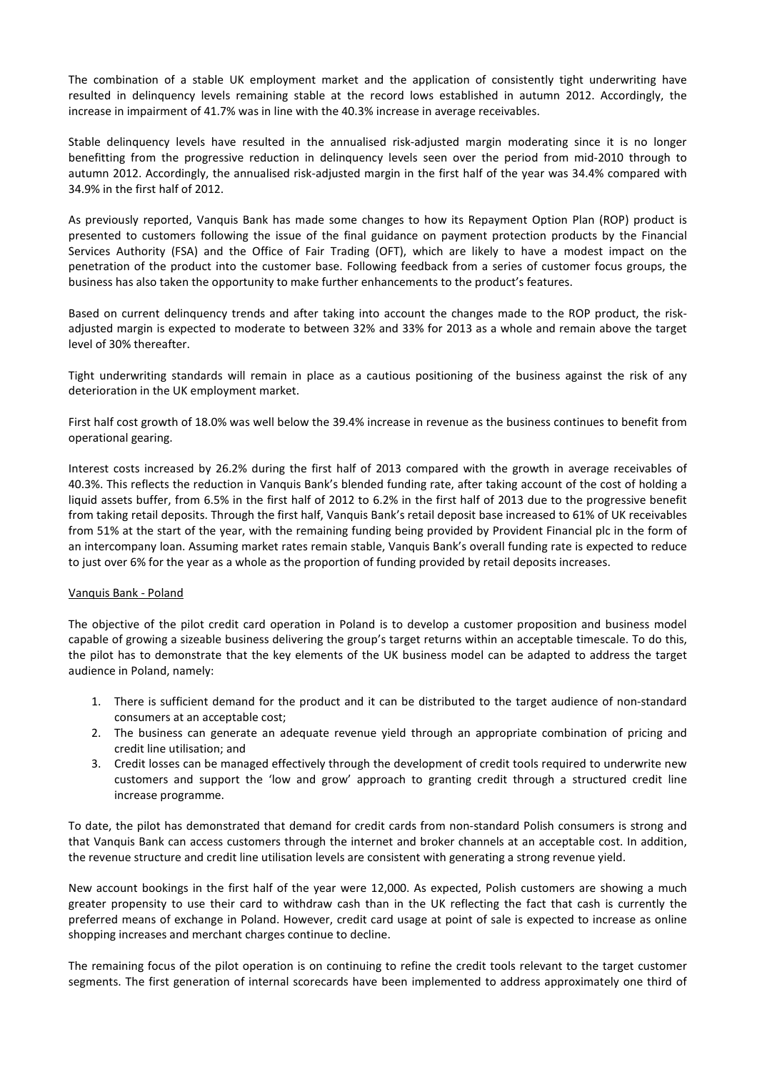The combination of a stable UK employment market and the application of consistently tight underwriting have resulted in delinquency levels remaining stable at the record lows established in autumn 2012. Accordingly, the increase in impairment of 41.7% was in line with the 40.3% increase in average receivables.

Stable delinquency levels have resulted in the annualised risk-adjusted margin moderating since it is no longer benefitting from the progressive reduction in delinquency levels seen over the period from mid-2010 through to autumn 2012. Accordingly, the annualised risk-adjusted margin in the first half of the year was 34.4% compared with 34.9% in the first half of 2012.

As previously reported, Vanquis Bank has made some changes to how its Repayment Option Plan (ROP) product is presented to customers following the issue of the final guidance on payment protection products by the Financial Services Authority (FSA) and the Office of Fair Trading (OFT), which are likely to have a modest impact on the penetration of the product into the customer base. Following feedback from a series of customer focus groups, the business has also taken the opportunity to make further enhancements to the product's features.

Based on current delinquency trends and after taking into account the changes made to the ROP product, the risk-adjusted margin is expected to moderate to between 32% and 33% for 2013 as a whole and remain above the target level of 30% thereafter.

Tight underwriting standards will remain in place as a cautious positioning of the business against the risk of any deterioration in the UK employment market.

First half cost growth of 18.0% was well below the 39.4% increase in revenue as the business continues to benefit from operational gearing.

Interest costs increased by 26.2% during the first half of 2013 compared with the growth in average receivables of 40.3%. This reflects the reduction in Vanquis Bank's blended funding rate, after taking account of the cost of holding a liquid assets buffer, from 6.5% in the first half of 2012 to 6.2% in the first half of 2013 due to the progressive benefit from taking retail deposits. Through the first half, Vanquis Bank's retail deposit base increased to 61% of UK receivables from 51% at the start of the year, with the remaining funding being provided by Provident Financial plc in the form of an intercompany loan. Assuming market rates remain stable, Vanquis Bank's overall funding rate is expected to reduce to just over 6% for the year as a whole as the proportion of funding provided by retail deposits increases.

Vanquis Bank - Poland

The objective of the pilot credit card operation in Poland is to develop a customer proposition and business model capable of growing a sizeable business delivering the group's target returns within an acceptable timescale. To do this, the pilot has to demonstrate that the key elements of the UK business model can be adapted to address the target audience in Poland, namely:

1. There is sufficient demand for the product and it can be distributed to the target audience of non-standard consumers at an acceptable cost;
2. The business can generate an adequate revenue yield through an appropriate combination of pricing and credit line utilisation; and
3. Credit losses can be managed effectively through the development of credit tools required to underwrite new customers and support the 'low and grow' approach to granting credit through a structured credit line increase programme.

To date, the pilot has demonstrated that demand for credit cards from non-standard Polish consumers is strong and that Vanquis Bank can access customers through the internet and broker channels at an acceptable cost. In addition, the revenue structure and credit line utilisation levels are consistent with generating a strong revenue yield.

New account bookings in the first half of the year were 12,000. As expected, Polish customers are showing a much greater propensity to use their card to withdraw cash than in the UK reflecting the fact that cash is currently the preferred means of exchange in Poland. However, credit card usage at point of sale is expected to increase as online shopping increases and merchant charges continue to decline.

The remaining focus of the pilot operation is on continuing to refine the credit tools relevant to the target customer segments. The first generation of internal scorecards have been implemented to address approximately one third of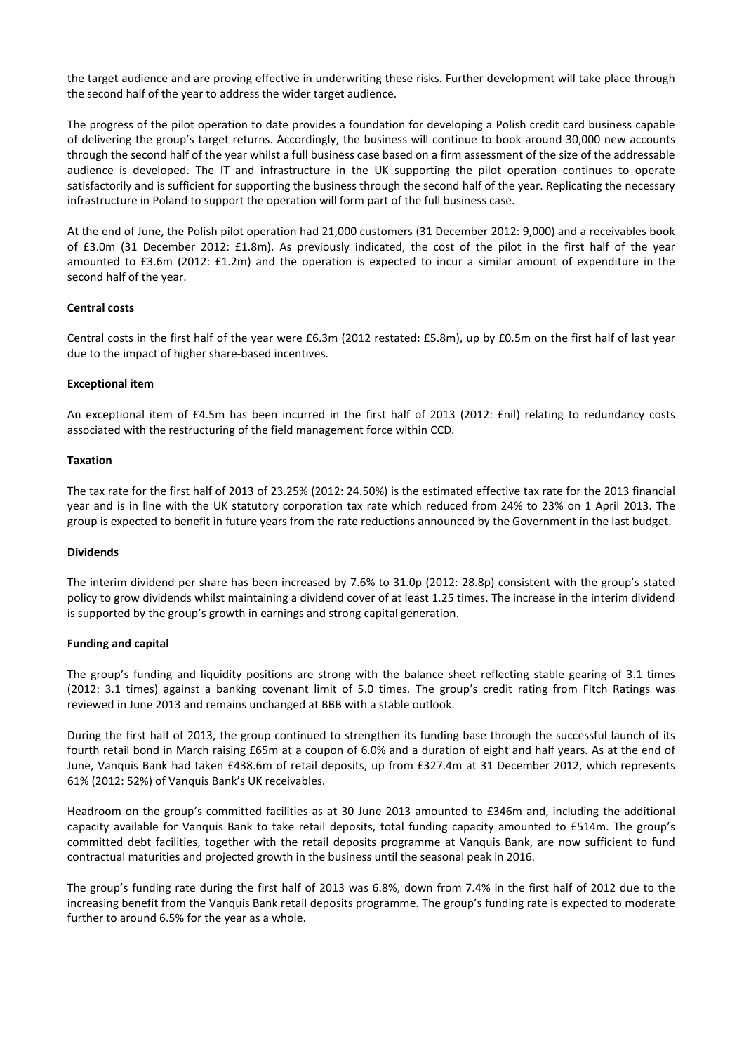the target audience and are proving effective in underwriting these risks. Further development will take place through the second half of the year to address the wider target audience.

The progress of the pilot operation to date provides a foundation for developing a Polish credit card business capable of delivering the group's target returns. Accordingly, the business will continue to book around 30,000 new accounts through the second half of the year whilst a full business case based on a firm assessment of the size of the addressable audience is developed. The IT and infrastructure in the UK supporting the pilot operation continues to operate satisfactorily and is sufficient for supporting the business through the second half of the year. Replicating the necessary infrastructure in Poland to support the operation will form part of the full business case.

At the end of June, the Polish pilot operation had 21,000 customers (31 December 2012: 9,000) and a receivables book of £3.0m (31 December 2012: £1.8m). As previously indicated, the cost of the pilot in the first half of the year amounted to £3.6m (2012: £1.2m) and the operation is expected to incur a similar amount of expenditure in the second half of the year.

**Central costs**

Central costs in the first half of the year were £6.3m (2012 restated: £5.8m), up by £0.5m on the first half of last year due to the impact of higher share-based incentives.

**Exceptional item**

An exceptional item of £4.5m has been incurred in the first half of 2013 (2012: £nil) relating to redundancy costs associated with the restructuring of the field management force within CCD.

**Taxation**

The tax rate for the first half of 2013 of 23.25% (2012: 24.50%) is the estimated effective tax rate for the 2013 financial year and is in line with the UK statutory corporation tax rate which reduced from 24% to 23% on 1 April 2013. The group is expected to benefit in future years from the rate reductions announced by the Government in the last budget.

**Dividends**

The interim dividend per share has been increased by 7.6% to 31.0p (2012: 28.8p) consistent with the group's stated policy to grow dividends whilst maintaining a dividend cover of at least 1.25 times. The increase in the interim dividend is supported by the group's growth in earnings and strong capital generation.

**Funding and capital**

The group's funding and liquidity positions are strong with the balance sheet reflecting stable gearing of 3.1 times (2012: 3.1 times) against a banking covenant limit of 5.0 times. The group's credit rating from Fitch Ratings was reviewed in June 2013 and remains unchanged at BBB with a stable outlook.

During the first half of 2013, the group continued to strengthen its funding base through the successful launch of its fourth retail bond in March raising £65m at a coupon of 6.0% and a duration of eight and half years. As at the end of June, Vanquis Bank had taken £438.6m of retail deposits, up from £327.4m at 31 December 2012, which represents 61% (2012: 52%) of Vanquis Bank's UK receivables.

Headroom on the group's committed facilities as at 30 June 2013 amounted to £346m and, including the additional capacity available for Vanquis Bank to take retail deposits, total funding capacity amounted to £514m. The group's committed debt facilities, together with the retail deposits programme at Vanquis Bank, are now sufficient to fund contractual maturities and projected growth in the business until the seasonal peak in 2016.

The group's funding rate during the first half of 2013 was 6.8%, down from 7.4% in the first half of 2012 due to the increasing benefit from the Vanquis Bank retail deposits programme. The group's funding rate is expected to moderate further to around 6.5% for the year as a whole.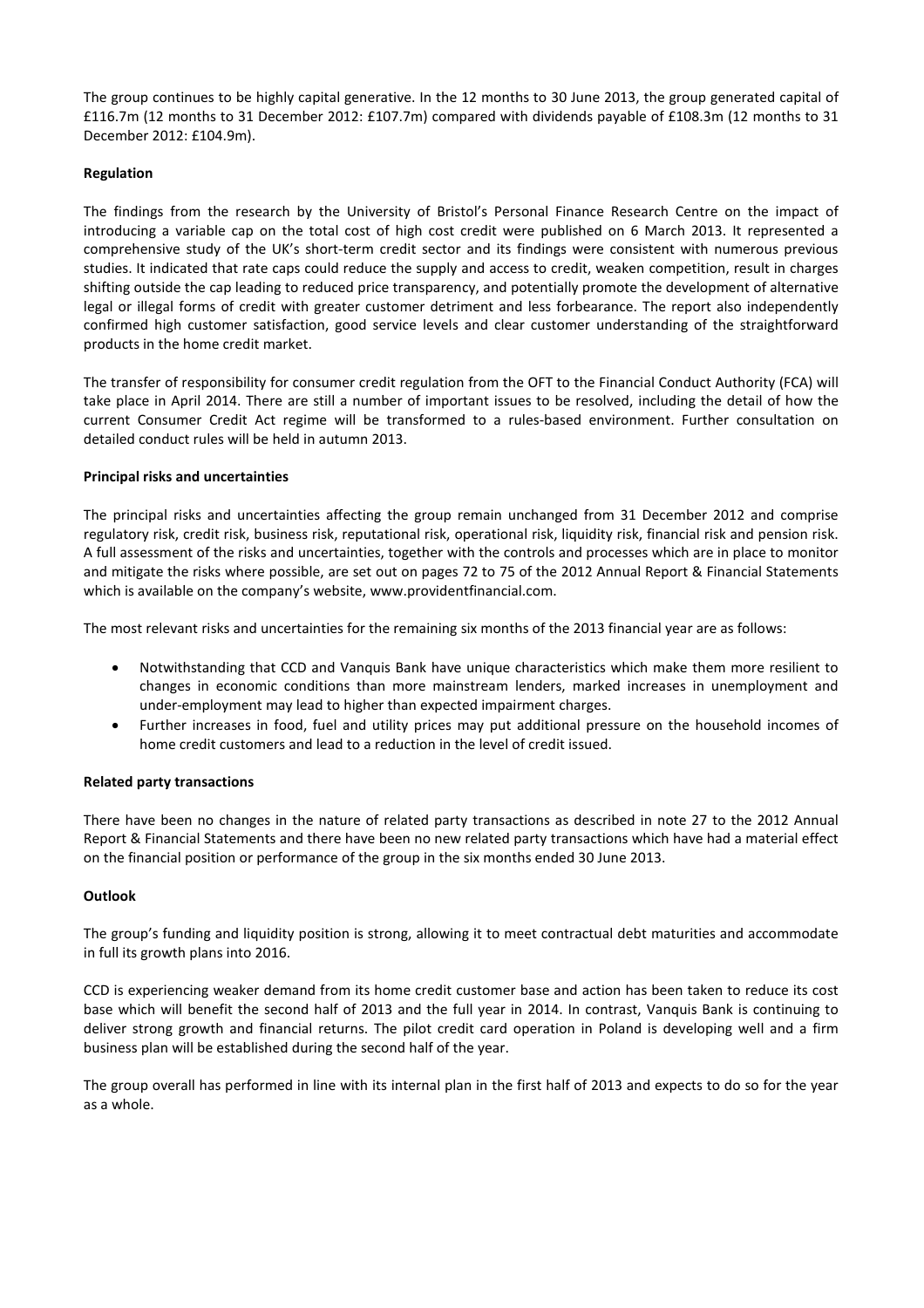The group continues to be highly capital generative. In the 12 months to 30 June 2013, the group generated capital of £116.7m (12 months to 31 December 2012: £107.7m) compared with dividends payable of £108.3m (12 months to 31 December 2012: £104.9m).

**Regulation**

The findings from the research by the University of Bristol's Personal Finance Research Centre on the impact of introducing a variable cap on the total cost of high cost credit were published on 6 March 2013. It represented a comprehensive study of the UK's short-term credit sector and its findings were consistent with numerous previous studies. It indicated that rate caps could reduce the supply and access to credit, weaken competition, result in charges shifting outside the cap leading to reduced price transparency, and potentially promote the development of alternative legal or illegal forms of credit with greater customer detriment and less forbearance. The report also independently confirmed high customer satisfaction, good service levels and clear customer understanding of the straightforward products in the home credit market.

The transfer of responsibility for consumer credit regulation from the OFT to the Financial Conduct Authority (FCA) will take place in April 2014. There are still a number of important issues to be resolved, including the detail of how the current Consumer Credit Act regime will be transformed to a rules-based environment. Further consultation on detailed conduct rules will be held in autumn 2013.

**Principal risks and uncertainties**

The principal risks and uncertainties affecting the group remain unchanged from 31 December 2012 and comprise regulatory risk, credit risk, business risk, reputational risk, operational risk, liquidity risk, financial risk and pension risk. A full assessment of the risks and uncertainties, together with the controls and processes which are in place to monitor and mitigate the risks where possible, are set out on pages 72 to 75 of the 2012 Annual Report & Financial Statements which is available on the company's website, www.providentfinancial.com.

The most relevant risks and uncertainties for the remaining six months of the 2013 financial year are as follows:

- Notwithstanding that CCD and Vanquis Bank have unique characteristics which make them more resilient to changes in economic conditions than more mainstream lenders, marked increases in unemployment and under-employment may lead to higher than expected impairment charges.
- Further increases in food, fuel and utility prices may put additional pressure on the household incomes of home credit customers and lead to a reduction in the level of credit issued.

**Related party transactions**

There have been no changes in the nature of related party transactions as described in note 27 to the 2012 Annual Report & Financial Statements and there have been no new related party transactions which have had a material effect on the financial position or performance of the group in the six months ended 30 June 2013.

**Outlook**

The group's funding and liquidity position is strong, allowing it to meet contractual debt maturities and accommodate in full its growth plans into 2016.

CCD is experiencing weaker demand from its home credit customer base and action has been taken to reduce its cost base which will benefit the second half of 2013 and the full year in 2014. In contrast, Vanquis Bank is continuing to deliver strong growth and financial returns. The pilot credit card operation in Poland is developing well and a firm business plan will be established during the second half of the year.

The group overall has performed in line with its internal plan in the first half of 2013 and expects to do so for the year as a whole.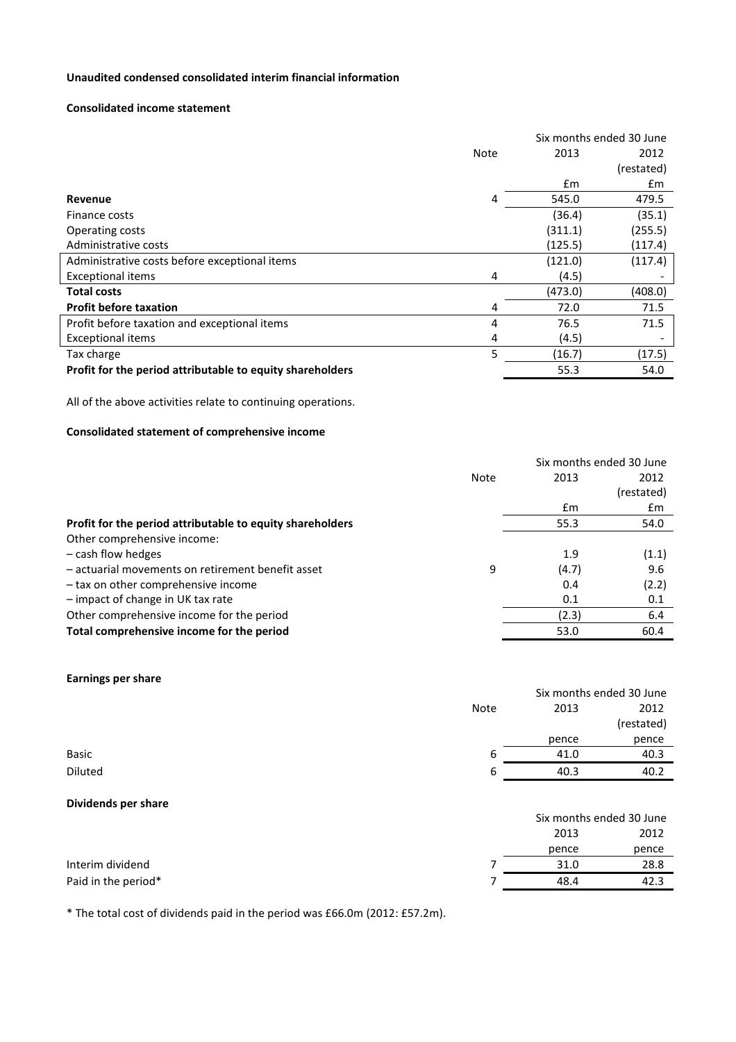**Unaudited condensed consolidated interim financial information**

**Consolidated income statement**

| | Note | Six months ended 30 June 2013 | Six months ended 30 June 2012 (restated) |
|---|---|---|---|
| | | £m | £m |
| **Revenue** | 4 | 545.0 | 479.5 |
| Finance costs | | (36.4) | (35.1) |
| Operating costs | | (311.1) | (255.5) |
| Administrative costs | | (125.5) | (117.4) |
| Administrative costs before exceptional items | | (121.0) | (117.4) |
| Exceptional items | 4 | (4.5) | - |
| **Total costs** | | (473.0) | (408.0) |
| **Profit before taxation** | 4 | 72.0 | 71.5 |
| Profit before taxation and exceptional items | 4 | 76.5 | 71.5 |
| Exceptional items | 4 | (4.5) | - |
| Tax charge | 5 | (16.7) | (17.5) |
| **Profit for the period attributable to equity shareholders** | | 55.3 | 54.0 |

All of the above activities relate to continuing operations.

**Consolidated statement of comprehensive income**

| | Note | Six months ended 30 June 2013 | Six months ended 30 June 2012 (restated) |
|---|---|---|---|
| | | £m | £m |
| **Profit for the period attributable to equity shareholders** | | 55.3 | 54.0 |
| Other comprehensive income: | | | |
| – cash flow hedges | | 1.9 | (1.1) |
| – actuarial movements on retirement benefit asset | 9 | (4.7) | 9.6 |
| – tax on other comprehensive income | | 0.4 | (2.2) |
| – impact of change in UK tax rate | | 0.1 | 0.1 |
| Other comprehensive income for the period | | (2.3) | 6.4 |
| **Total comprehensive income for the period** | | 53.0 | 60.4 |

**Earnings per share**

| | Note | Six months ended 30 June 2013 | Six months ended 30 June 2012 (restated) |
|---|---|---|---|
| | | pence | pence |
| Basic | 6 | 41.0 | 40.3 |
| Diluted | 6 | 40.3 | 40.2 |

**Dividends per share**

| | Note | Six months ended 30 June 2013 | Six months ended 30 June 2012 |
|---|---|---|---|
| | | pence | pence |
| Interim dividend | 7 | 31.0 | 28.8 |
| Paid in the period* | 7 | 48.4 | 42.3 |

* The total cost of dividends paid in the period was £66.0m (2012: £57.2m).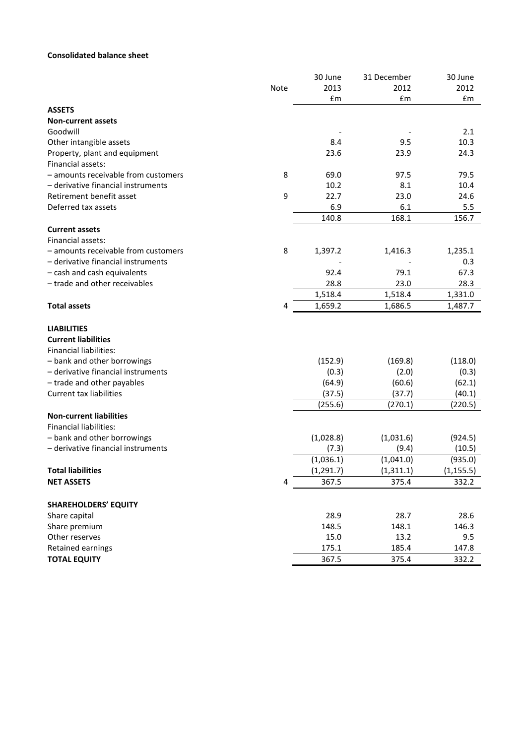**Consolidated balance sheet**

| | Note | 30 June 2013 £m | 31 December 2012 £m | 30 June 2012 £m |
|---|---|---|---|---|
| **ASSETS** | | | | |
| **Non-current assets** | | | | |
| Goodwill | | - | - | 2.1 |
| Other intangible assets | | 8.4 | 9.5 | 10.3 |
| Property, plant and equipment | | 23.6 | 23.9 | 24.3 |
| Financial assets: | | | | |
| – amounts receivable from customers | 8 | 69.0 | 97.5 | 79.5 |
| – derivative financial instruments | | 10.2 | 8.1 | 10.4 |
| Retirement benefit asset | 9 | 22.7 | 23.0 | 24.6 |
| Deferred tax assets | | 6.9 | 6.1 | 5.5 |
| | | 140.8 | 168.1 | 156.7 |
| **Current assets** | | | | |
| Financial assets: | | | | |
| – amounts receivable from customers | 8 | 1,397.2 | 1,416.3 | 1,235.1 |
| – derivative financial instruments | | - | - | 0.3 |
| – cash and cash equivalents | | 92.4 | 79.1 | 67.3 |
| – trade and other receivables | | 28.8 | 23.0 | 28.3 |
| | | 1,518.4 | 1,518.4 | 1,331.0 |
| **Total assets** | 4 | 1,659.2 | 1,686.5 | 1,487.7 |
| | | | | |
| **LIABILITIES** | | | | |
| **Current liabilities** | | | | |
| Financial liabilities: | | | | |
| – bank and other borrowings | | (152.9) | (169.8) | (118.0) |
| – derivative financial instruments | | (0.3) | (2.0) | (0.3) |
| – trade and other payables | | (64.9) | (60.6) | (62.1) |
| Current tax liabilities | | (37.5) | (37.7) | (40.1) |
| | | (255.6) | (270.1) | (220.5) |
| **Non-current liabilities** | | | | |
| Financial liabilities: | | | | |
| – bank and other borrowings | | (1,028.8) | (1,031.6) | (924.5) |
| – derivative financial instruments | | (7.3) | (9.4) | (10.5) |
| | | (1,036.1) | (1,041.0) | (935.0) |
| **Total liabilities** | | (1,291.7) | (1,311.1) | (1,155.5) |
| **NET ASSETS** | 4 | 367.5 | 375.4 | 332.2 |
| | | | | |
| **SHAREHOLDERS' EQUITY** | | | | |
| Share capital | | 28.9 | 28.7 | 28.6 |
| Share premium | | 148.5 | 148.1 | 146.3 |
| Other reserves | | 15.0 | 13.2 | 9.5 |
| Retained earnings | | 175.1 | 185.4 | 147.8 |
| **TOTAL EQUITY** | | 367.5 | 375.4 | 332.2 |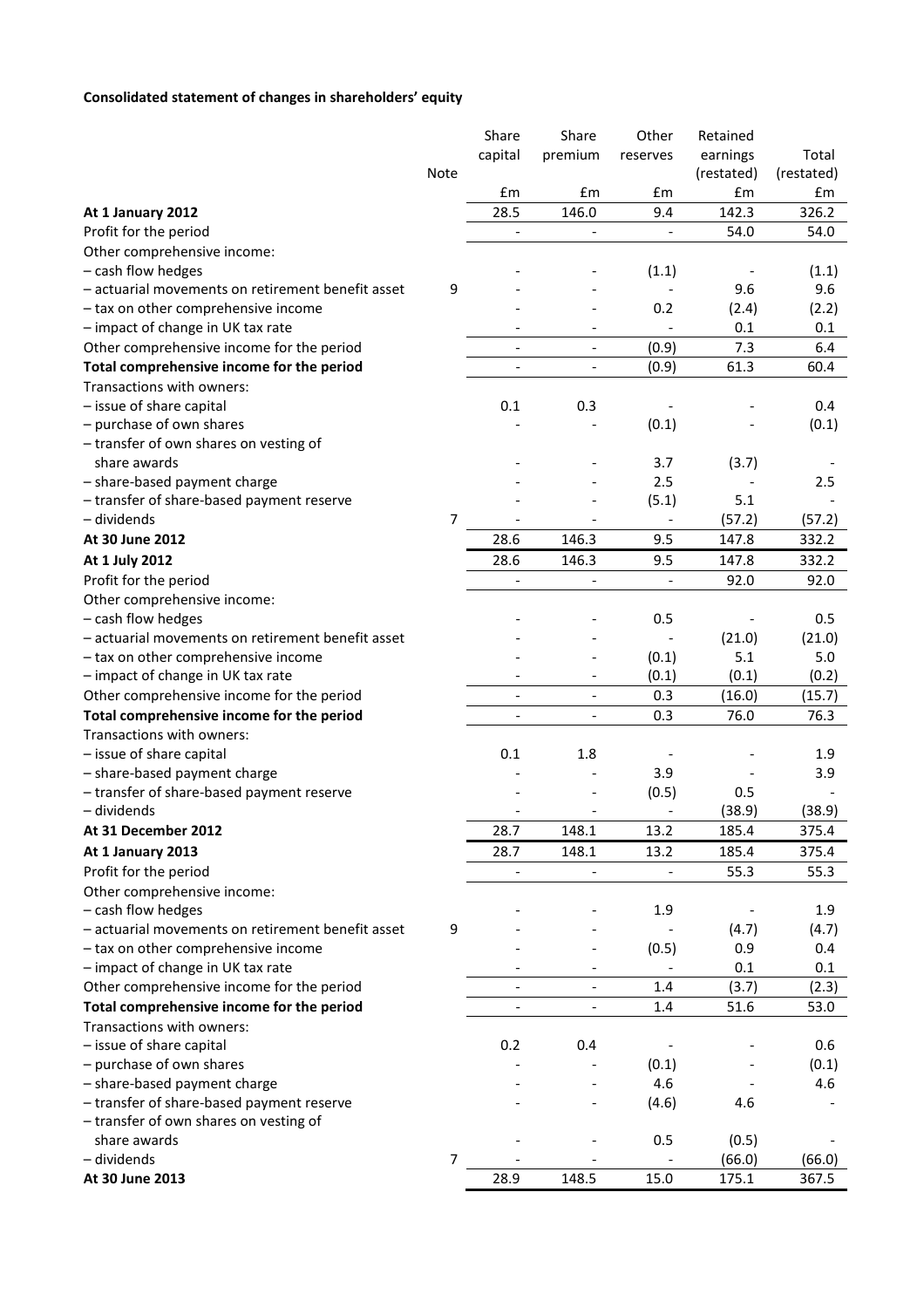**Consolidated statement of changes in shareholders' equity**

| | Note | Share capital | Share premium | Other reserves | Retained earnings (restated) | Total (restated) |
|---|---|---|---|---|---|---|
| | | £m | £m | £m | £m | £m |
| **At 1 January 2012** | | 28.5 | 146.0 | 9.4 | 142.3 | 326.2 |
| Profit for the period | | - | - | - | 54.0 | 54.0 |
| Other comprehensive income: | | | | | | |
| – cash flow hedges | | - | - | (1.1) | - | (1.1) |
| – actuarial movements on retirement benefit asset | 9 | - | - | - | 9.6 | 9.6 |
| – tax on other comprehensive income | | - | - | 0.2 | (2.4) | (2.2) |
| – impact of change in UK tax rate | | - | - | - | 0.1 | 0.1 |
| Other comprehensive income for the period | | - | - | (0.9) | 7.3 | 6.4 |
| **Total comprehensive income for the period** | | - | - | (0.9) | 61.3 | 60.4 |
| Transactions with owners: | | | | | | |
| – issue of share capital | | 0.1 | 0.3 | - | - | 0.4 |
| – purchase of own shares | | - | - | (0.1) | - | (0.1) |
| – transfer of own shares on vesting of share awards | | - | - | 3.7 | (3.7) | - |
| – share-based payment charge | | - | - | 2.5 | - | 2.5 |
| – transfer of share-based payment reserve | | - | - | (5.1) | 5.1 | - |
| – dividends | 7 | - | - | - | (57.2) | (57.2) |
| **At 30 June 2012** | | 28.6 | 146.3 | 9.5 | 147.8 | 332.2 |
| **At 1 July 2012** | | 28.6 | 146.3 | 9.5 | 147.8 | 332.2 |
| Profit for the period | | - | - | - | 92.0 | 92.0 |
| Other comprehensive income: | | | | | | |
| – cash flow hedges | | - | - | 0.5 | - | 0.5 |
| – actuarial movements on retirement benefit asset | | - | - | - | (21.0) | (21.0) |
| – tax on other comprehensive income | | - | - | (0.1) | 5.1 | 5.0 |
| – impact of change in UK tax rate | | - | - | (0.1) | (0.1) | (0.2) |
| Other comprehensive income for the period | | - | - | 0.3 | (16.0) | (15.7) |
| **Total comprehensive income for the period** | | - | - | 0.3 | 76.0 | 76.3 |
| Transactions with owners: | | | | | | |
| – issue of share capital | | 0.1 | 1.8 | - | - | 1.9 |
| – share-based payment charge | | - | - | 3.9 | - | 3.9 |
| – transfer of share-based payment reserve | | - | - | (0.5) | 0.5 | - |
| – dividends | | - | - | - | (38.9) | (38.9) |
| **At 31 December 2012** | | 28.7 | 148.1 | 13.2 | 185.4 | 375.4 |
| **At 1 January 2013** | | 28.7 | 148.1 | 13.2 | 185.4 | 375.4 |
| Profit for the period | | - | - | - | 55.3 | 55.3 |
| Other comprehensive income: | | | | | | |
| – cash flow hedges | | - | - | 1.9 | - | 1.9 |
| – actuarial movements on retirement benefit asset | 9 | - | - | - | (4.7) | (4.7) |
| – tax on other comprehensive income | | - | - | (0.5) | 0.9 | 0.4 |
| – impact of change in UK tax rate | | - | - | - | 0.1 | 0.1 |
| Other comprehensive income for the period | | - | - | 1.4 | (3.7) | (2.3) |
| **Total comprehensive income for the period** | | - | - | 1.4 | 51.6 | 53.0 |
| Transactions with owners: | | | | | | |
| – issue of share capital | | 0.2 | 0.4 | - | - | 0.6 |
| – purchase of own shares | | - | - | (0.1) | - | (0.1) |
| – share-based payment charge | | - | - | 4.6 | - | 4.6 |
| – transfer of share-based payment reserve | | - | - | (4.6) | 4.6 | - |
| – transfer of own shares on vesting of share awards | | - | - | 0.5 | (0.5) | - |
| – dividends | 7 | - | - | - | (66.0) | (66.0) |
| **At 30 June 2013** | | 28.9 | 148.5 | 15.0 | 175.1 | 367.5 |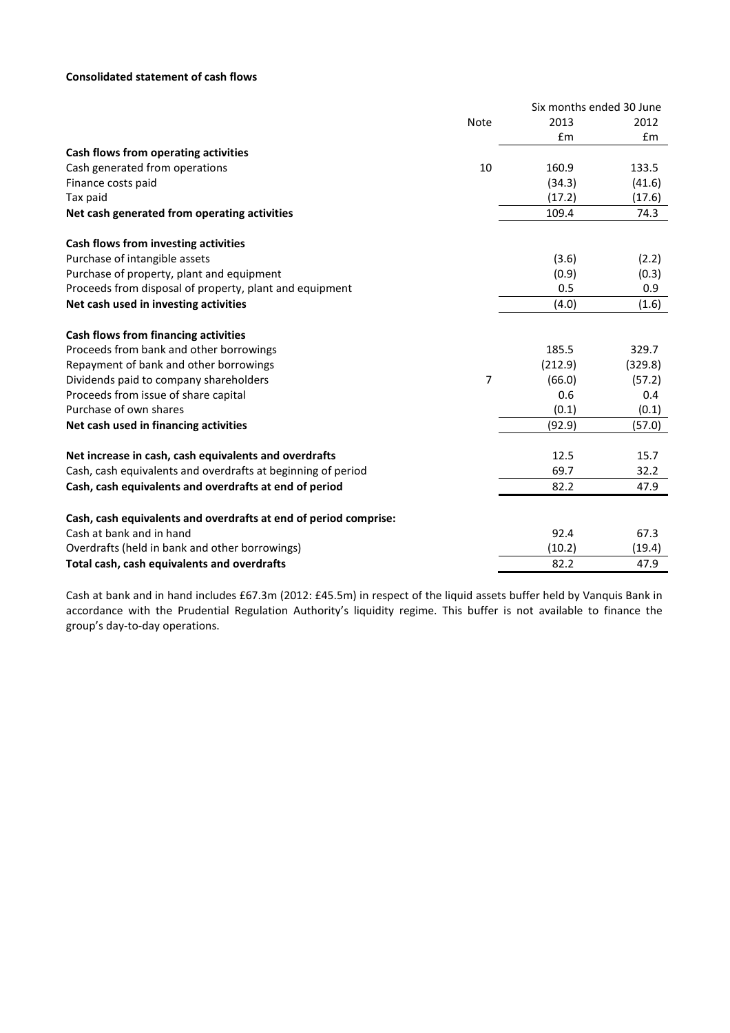**Consolidated statement of cash flows**

| | Note | Six months ended 30 June 2013 £m | 2012 £m |
|---|---|---|---|
| **Cash flows from operating activities** | | | |
| Cash generated from operations | 10 | 160.9 | 133.5 |
| Finance costs paid | | (34.3) | (41.6) |
| Tax paid | | (17.2) | (17.6) |
| **Net cash generated from operating activities** | | 109.4 | 74.3 |
| | | | |
| **Cash flows from investing activities** | | | |
| Purchase of intangible assets | | (3.6) | (2.2) |
| Purchase of property, plant and equipment | | (0.9) | (0.3) |
| Proceeds from disposal of property, plant and equipment | | 0.5 | 0.9 |
| **Net cash used in investing activities** | | (4.0) | (1.6) |
| | | | |
| **Cash flows from financing activities** | | | |
| Proceeds from bank and other borrowings | | 185.5 | 329.7 |
| Repayment of bank and other borrowings | | (212.9) | (329.8) |
| Dividends paid to company shareholders | 7 | (66.0) | (57.2) |
| Proceeds from issue of share capital | | 0.6 | 0.4 |
| Purchase of own shares | | (0.1) | (0.1) |
| **Net cash used in financing activities** | | (92.9) | (57.0) |
| | | | |
| **Net increase in cash, cash equivalents and overdrafts** | | 12.5 | 15.7 |
| Cash, cash equivalents and overdrafts at beginning of period | | 69.7 | 32.2 |
| **Cash, cash equivalents and overdrafts at end of period** | | 82.2 | 47.9 |
| | | | |
| **Cash, cash equivalents and overdrafts at end of period comprise:** | | | |
| Cash at bank and in hand | | 92.4 | 67.3 |
| Overdrafts (held in bank and other borrowings) | | (10.2) | (19.4) |
| **Total cash, cash equivalents and overdrafts** | | 82.2 | 47.9 |

Cash at bank and in hand includes £67.3m (2012: £45.5m) in respect of the liquid assets buffer held by Vanquis Bank in accordance with the Prudential Regulation Authority's liquidity regime. This buffer is not available to finance the group's day-to-day operations.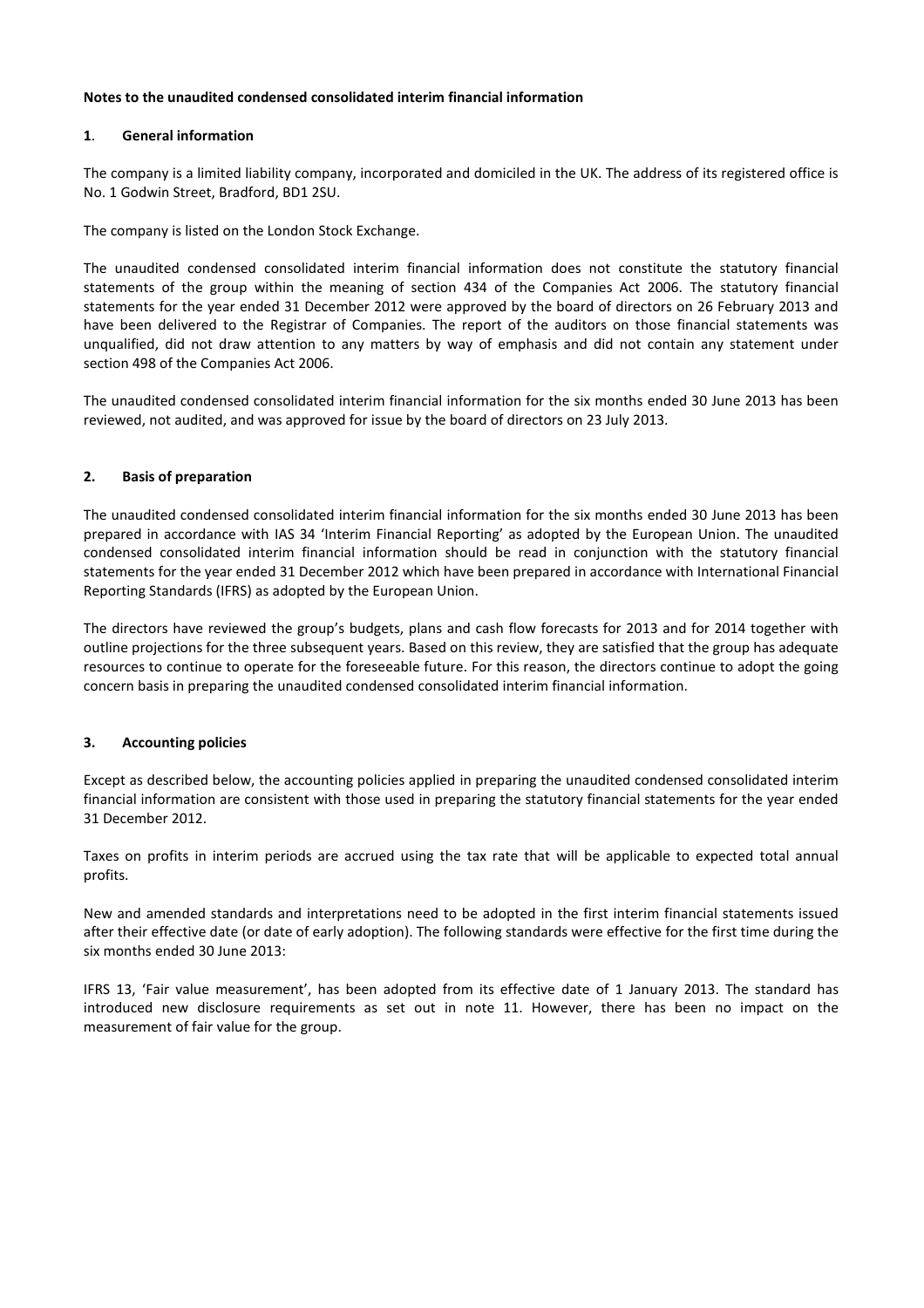**Notes to the unaudited condensed consolidated interim financial information**

## 1. General information

The company is a limited liability company, incorporated and domiciled in the UK. The address of its registered office is No. 1 Godwin Street, Bradford, BD1 2SU.

The company is listed on the London Stock Exchange.

The unaudited condensed consolidated interim financial information does not constitute the statutory financial statements of the group within the meaning of section 434 of the Companies Act 2006. The statutory financial statements for the year ended 31 December 2012 were approved by the board of directors on 26 February 2013 and have been delivered to the Registrar of Companies. The report of the auditors on those financial statements was unqualified, did not draw attention to any matters by way of emphasis and did not contain any statement under section 498 of the Companies Act 2006.

The unaudited condensed consolidated interim financial information for the six months ended 30 June 2013 has been reviewed, not audited, and was approved for issue by the board of directors on 23 July 2013.

## 2. Basis of preparation

The unaudited condensed consolidated interim financial information for the six months ended 30 June 2013 has been prepared in accordance with IAS 34 'Interim Financial Reporting' as adopted by the European Union. The unaudited condensed consolidated interim financial information should be read in conjunction with the statutory financial statements for the year ended 31 December 2012 which have been prepared in accordance with International Financial Reporting Standards (IFRS) as adopted by the European Union.

The directors have reviewed the group's budgets, plans and cash flow forecasts for 2013 and for 2014 together with outline projections for the three subsequent years. Based on this review, they are satisfied that the group has adequate resources to continue to operate for the foreseeable future. For this reason, the directors continue to adopt the going concern basis in preparing the unaudited condensed consolidated interim financial information.

## 3. Accounting policies

Except as described below, the accounting policies applied in preparing the unaudited condensed consolidated interim financial information are consistent with those used in preparing the statutory financial statements for the year ended 31 December 2012.

Taxes on profits in interim periods are accrued using the tax rate that will be applicable to expected total annual profits.

New and amended standards and interpretations need to be adopted in the first interim financial statements issued after their effective date (or date of early adoption). The following standards were effective for the first time during the six months ended 30 June 2013:

IFRS 13, 'Fair value measurement', has been adopted from its effective date of 1 January 2013. The standard has introduced new disclosure requirements as set out in note 11. However, there has been no impact on the measurement of fair value for the group.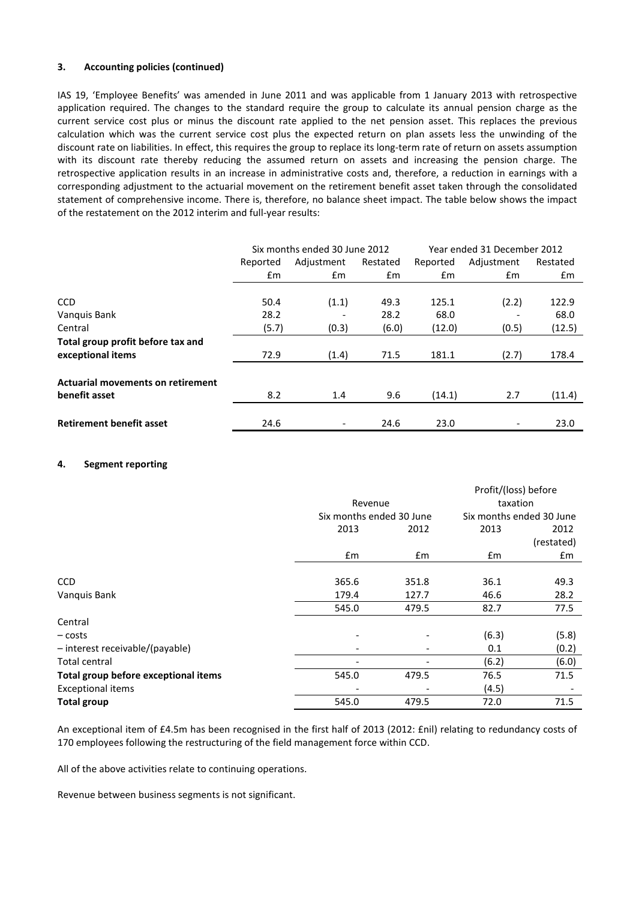### 3. Accounting policies (continued)

IAS 19, 'Employee Benefits' was amended in June 2011 and was applicable from 1 January 2013 with retrospective application required. The changes to the standard require the group to calculate its annual pension charge as the current service cost plus or minus the discount rate applied to the net pension asset. This replaces the previous calculation which was the current service cost plus the expected return on plan assets less the unwinding of the discount rate on liabilities. In effect, this requires the group to replace its long-term rate of return on assets assumption with its discount rate thereby reducing the assumed return on assets and increasing the pension charge. The retrospective application results in an increase in administrative costs and, therefore, a reduction in earnings with a corresponding adjustment to the actuarial movement on the retirement benefit asset taken through the consolidated statement of comprehensive income. There is, therefore, no balance sheet impact. The table below shows the impact of the restatement on the 2012 interim and full-year results:

| | Six months ended 30 June 2012 | | | Year ended 31 December 2012 | | |
|---|---|---|---|---|---|---|
| | Reported | Adjustment | Restated | Reported | Adjustment | Restated |
| | £m | £m | £m | £m | £m | £m |
| CCD | 50.4 | (1.1) | 49.3 | 125.1 | (2.2) | 122.9 |
| Vanquis Bank | 28.2 | - | 28.2 | 68.0 | - | 68.0 |
| Central | (5.7) | (0.3) | (6.0) | (12.0) | (0.5) | (12.5) |
| **Total group profit before tax and exceptional items** | 72.9 | (1.4) | 71.5 | 181.1 | (2.7) | 178.4 |
| **Actuarial movements on retirement benefit asset** | 8.2 | 1.4 | 9.6 | (14.1) | 2.7 | (11.4) |
| **Retirement benefit asset** | 24.6 | - | 24.6 | 23.0 | - | 23.0 |

### 4. Segment reporting

| | Revenue | | Profit/(loss) before taxation | |
|---|---|---|---|---|
| | Six months ended 30 June | | Six months ended 30 June | |
| | 2013 | 2012 | 2013 | 2012 (restated) |
| | £m | £m | £m | £m |
| CCD | 365.6 | 351.8 | 36.1 | 49.3 |
| Vanquis Bank | 179.4 | 127.7 | 46.6 | 28.2 |
| | 545.0 | 479.5 | 82.7 | 77.5 |
| Central | | | | |
| – costs | - | - | (6.3) | (5.8) |
| – interest receivable/(payable) | - | - | 0.1 | (0.2) |
| Total central | - | - | (6.2) | (6.0) |
| **Total group before exceptional items** | 545.0 | 479.5 | 76.5 | 71.5 |
| Exceptional items | - | - | (4.5) | - |
| **Total group** | 545.0 | 479.5 | 72.0 | 71.5 |

An exceptional item of £4.5m has been recognised in the first half of 2013 (2012: £nil) relating to redundancy costs of 170 employees following the restructuring of the field management force within CCD.

All of the above activities relate to continuing operations.

Revenue between business segments is not significant.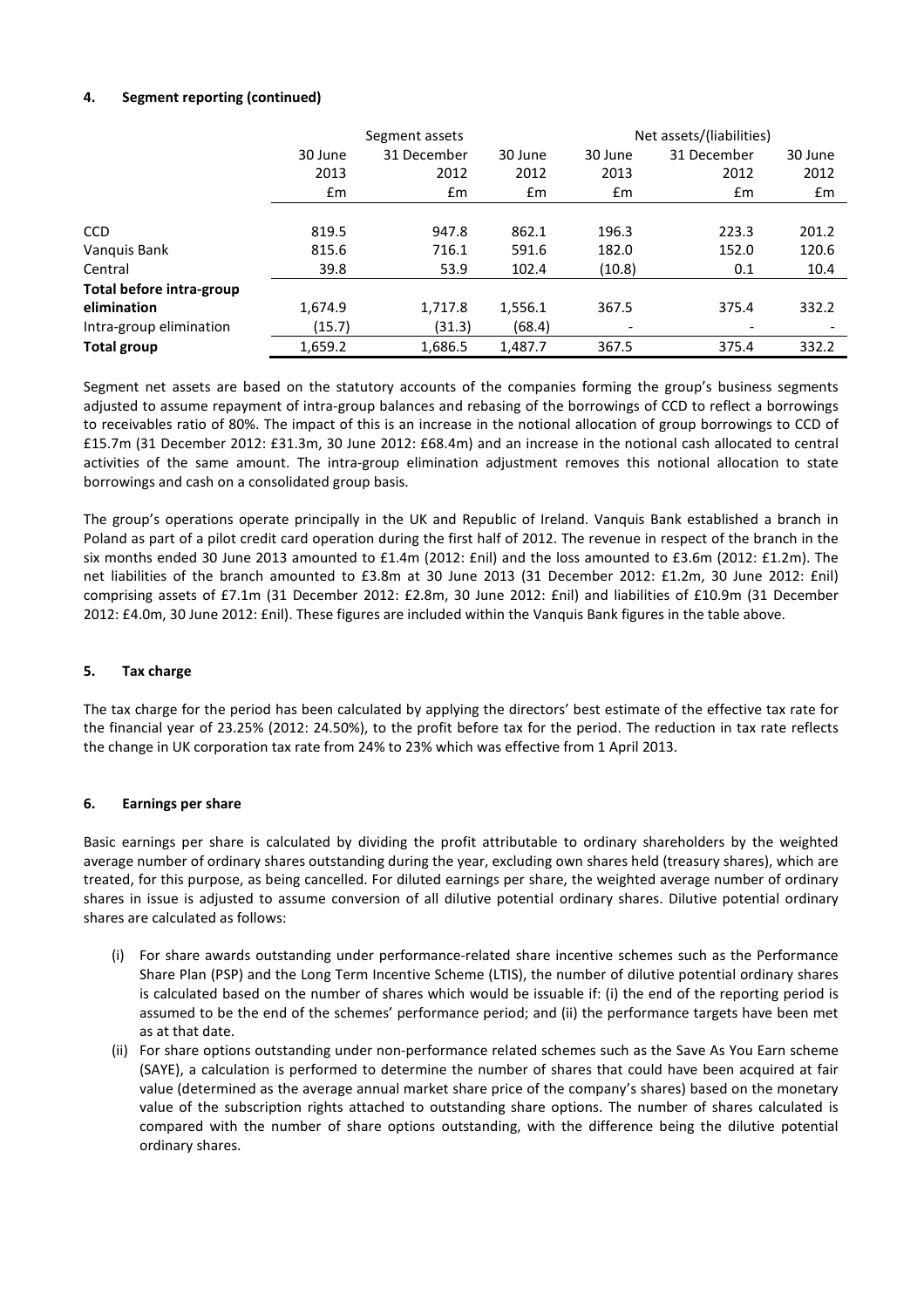## 4. Segment reporting (continued)

| | Segment assets | | | Net assets/(liabilities) | | |
|---|---|---|---|---|---|---|
| | 30 June 2013 | 31 December 2012 | 30 June 2012 | 30 June 2013 | 31 December 2012 | 30 June 2012 |
| | £m | £m | £m | £m | £m | £m |
| CCD | 819.5 | 947.8 | 862.1 | 196.3 | 223.3 | 201.2 |
| Vanquis Bank | 815.6 | 716.1 | 591.6 | 182.0 | 152.0 | 120.6 |
| Central | 39.8 | 53.9 | 102.4 | (10.8) | 0.1 | 10.4 |
| **Total before intra-group elimination** | 1,674.9 | 1,717.8 | 1,556.1 | 367.5 | 375.4 | 332.2 |
| Intra-group elimination | (15.7) | (31.3) | (68.4) | - | - | - |
| **Total group** | 1,659.2 | 1,686.5 | 1,487.7 | 367.5 | 375.4 | 332.2 |

Segment net assets are based on the statutory accounts of the companies forming the group's business segments adjusted to assume repayment of intra-group balances and rebasing of the borrowings of CCD to reflect a borrowings to receivables ratio of 80%. The impact of this is an increase in the notional allocation of group borrowings to CCD of £15.7m (31 December 2012: £31.3m, 30 June 2012: £68.4m) and an increase in the notional cash allocated to central activities of the same amount. The intra-group elimination adjustment removes this notional allocation to state borrowings and cash on a consolidated group basis.

The group's operations operate principally in the UK and Republic of Ireland. Vanquis Bank established a branch in Poland as part of a pilot credit card operation during the first half of 2012. The revenue in respect of the branch in the six months ended 30 June 2013 amounted to £1.4m (2012: £nil) and the loss amounted to £3.6m (2012: £1.2m). The net liabilities of the branch amounted to £3.8m at 30 June 2013 (31 December 2012: £1.2m, 30 June 2012: £nil) comprising assets of £7.1m (31 December 2012: £2.8m, 30 June 2012: £nil) and liabilities of £10.9m (31 December 2012: £4.0m, 30 June 2012: £nil). These figures are included within the Vanquis Bank figures in the table above.

## 5. Tax charge

The tax charge for the period has been calculated by applying the directors' best estimate of the effective tax rate for the financial year of 23.25% (2012: 24.50%), to the profit before tax for the period. The reduction in tax rate reflects the change in UK corporation tax rate from 24% to 23% which was effective from 1 April 2013.

## 6. Earnings per share

Basic earnings per share is calculated by dividing the profit attributable to ordinary shareholders by the weighted average number of ordinary shares outstanding during the year, excluding own shares held (treasury shares), which are treated, for this purpose, as being cancelled. For diluted earnings per share, the weighted average number of ordinary shares in issue is adjusted to assume conversion of all dilutive potential ordinary shares. Dilutive potential ordinary shares are calculated as follows:

(i) For share awards outstanding under performance-related share incentive schemes such as the Performance Share Plan (PSP) and the Long Term Incentive Scheme (LTIS), the number of dilutive potential ordinary shares is calculated based on the number of shares which would be issuable if: (i) the end of the reporting period is assumed to be the end of the schemes' performance period; and (ii) the performance targets have been met as at that date.

(ii) For share options outstanding under non-performance related schemes such as the Save As You Earn scheme (SAYE), a calculation is performed to determine the number of shares that could have been acquired at fair value (determined as the average annual market share price of the company's shares) based on the monetary value of the subscription rights attached to outstanding share options. The number of shares calculated is compared with the number of share options outstanding, with the difference being the dilutive potential ordinary shares.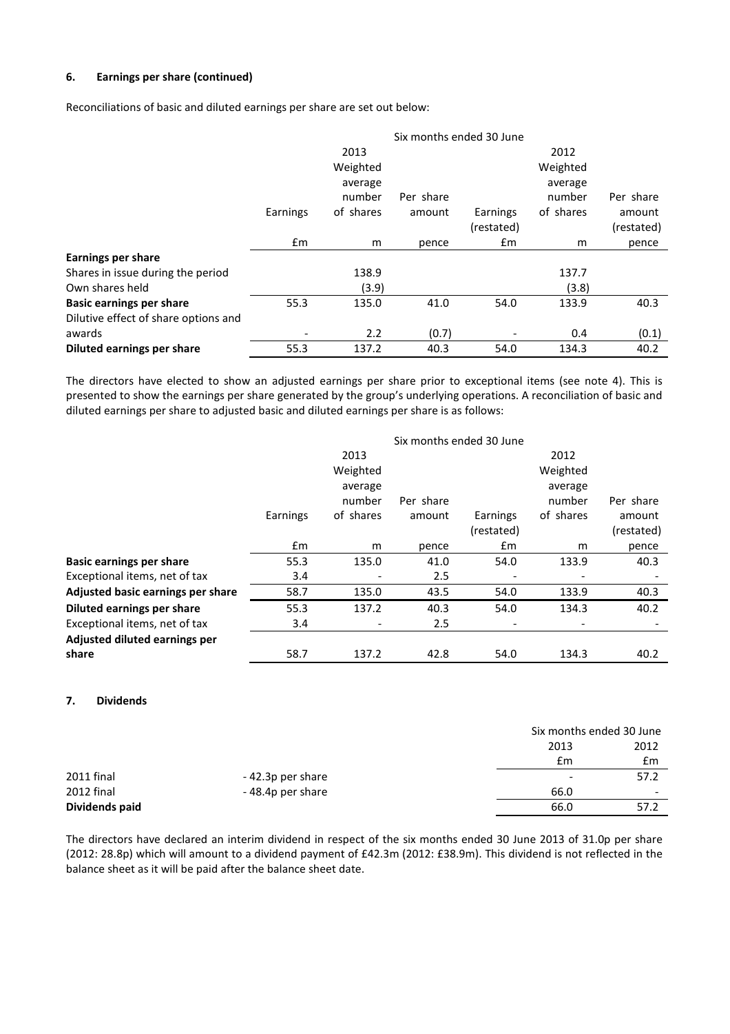### 6. Earnings per share (continued)

Reconciliations of basic and diluted earnings per share are set out below:

| | Six months ended 30 June | | | | | |
|---|---|---|---|---|---|---|
| | 2013 | | | 2012 | | |
| | Earnings | Weighted average number of shares | Per share amount | Earnings (restated) | Weighted average number of shares | Per share amount (restated) |
| | £m | m | pence | £m | m | pence |
| **Earnings per share** | | | | | | |
| Shares in issue during the period | | 138.9 | | | 137.7 | |
| Own shares held | | (3.9) | | | (3.8) | |
| **Basic earnings per share** | 55.3 | 135.0 | 41.0 | 54.0 | 133.9 | 40.3 |
| Dilutive effect of share options and awards | - | 2.2 | (0.7) | - | 0.4 | (0.1) |
| **Diluted earnings per share** | 55.3 | 137.2 | 40.3 | 54.0 | 134.3 | 40.2 |

The directors have elected to show an adjusted earnings per share prior to exceptional items (see note 4). This is presented to show the earnings per share generated by the group's underlying operations. A reconciliation of basic and diluted earnings per share to adjusted basic and diluted earnings per share is as follows:

| | Six months ended 30 June | | | | | |
|---|---|---|---|---|---|---|
| | 2013 | | | 2012 | | |
| | Earnings | Weighted average number of shares | Per share amount | Earnings (restated) | Weighted average number of shares | Per share amount (restated) |
| | £m | m | pence | £m | m | pence |
| **Basic earnings per share** | 55.3 | 135.0 | 41.0 | 54.0 | 133.9 | 40.3 |
| Exceptional items, net of tax | 3.4 | - | 2.5 | - | - | - |
| **Adjusted basic earnings per share** | 58.7 | 135.0 | 43.5 | 54.0 | 133.9 | 40.3 |
| **Diluted earnings per share** | 55.3 | 137.2 | 40.3 | 54.0 | 134.3 | 40.2 |
| Exceptional items, net of tax | 3.4 | - | 2.5 | - | - | - |
| **Adjusted diluted earnings per share** | 58.7 | 137.2 | 42.8 | 54.0 | 134.3 | 40.2 |

### 7. Dividends

| | | Six months ended 30 June | |
|---|---|---|---|
| | | 2013 | 2012 |
| | | £m | £m |
| 2011 final | - 42.3p per share | - | 57.2 |
| 2012 final | - 48.4p per share | 66.0 | - |
| **Dividends paid** | | 66.0 | 57.2 |

The directors have declared an interim dividend in respect of the six months ended 30 June 2013 of 31.0p per share (2012: 28.8p) which will amount to a dividend payment of £42.3m (2012: £38.9m). This dividend is not reflected in the balance sheet as it will be paid after the balance sheet date.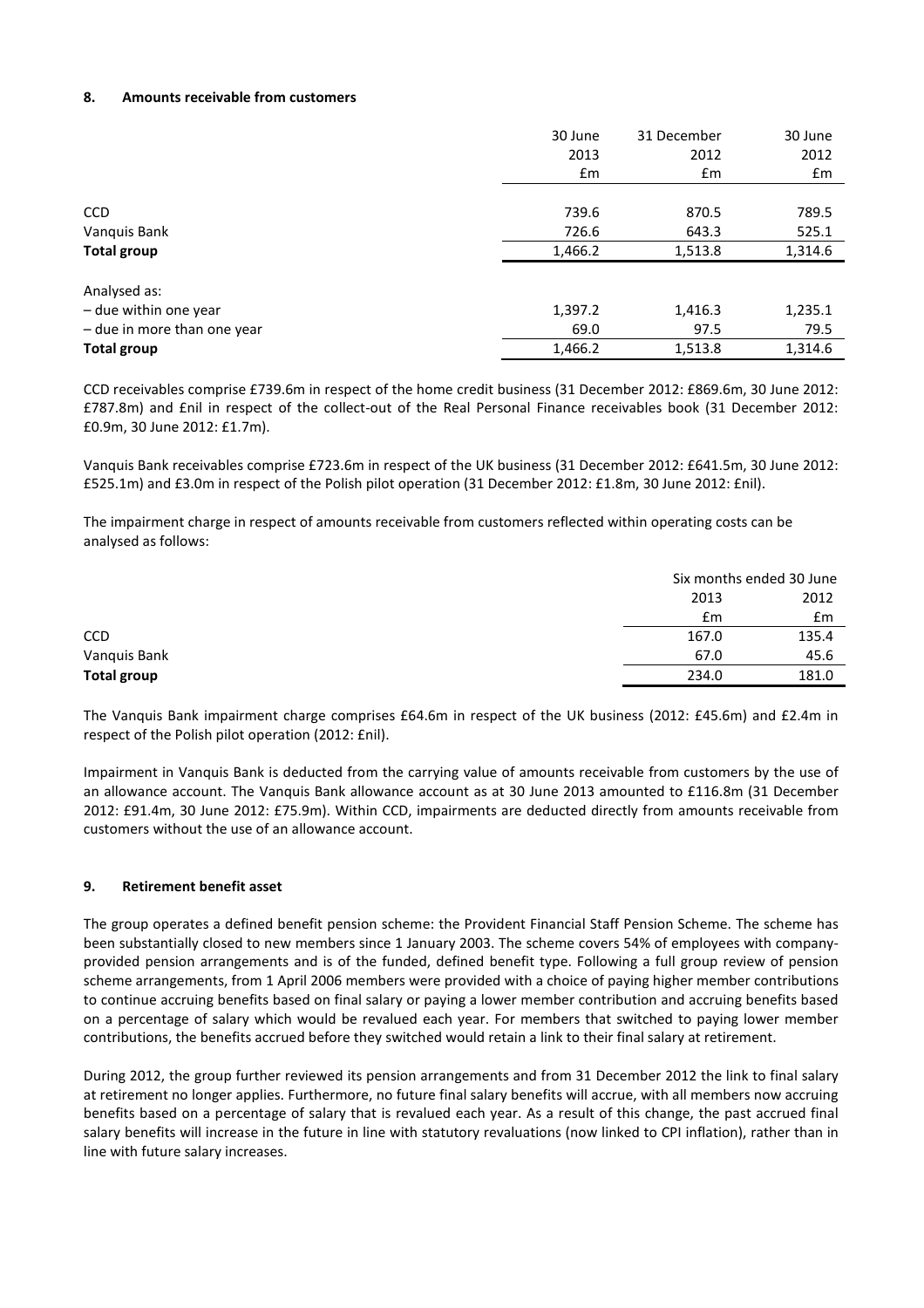### 8. Amounts receivable from customers

| | 30 June 2013 £m | 31 December 2012 £m | 30 June 2012 £m |
|---|---|---|---|
| CCD | 739.6 | 870.5 | 789.5 |
| Vanquis Bank | 726.6 | 643.3 | 525.1 |
| **Total group** | 1,466.2 | 1,513.8 | 1,314.6 |
| Analysed as: | | | |
| – due within one year | 1,397.2 | 1,416.3 | 1,235.1 |
| – due in more than one year | 69.0 | 97.5 | 79.5 |
| **Total group** | 1,466.2 | 1,513.8 | 1,314.6 |

CCD receivables comprise £739.6m in respect of the home credit business (31 December 2012: £869.6m, 30 June 2012: £787.8m) and £nil in respect of the collect-out of the Real Personal Finance receivables book (31 December 2012: £0.9m, 30 June 2012: £1.7m).

Vanquis Bank receivables comprise £723.6m in respect of the UK business (31 December 2012: £641.5m, 30 June 2012: £525.1m) and £3.0m in respect of the Polish pilot operation (31 December 2012: £1.8m, 30 June 2012: £nil).

The impairment charge in respect of amounts receivable from customers reflected within operating costs can be analysed as follows:

| | Six months ended 30 June | |
|---|---|---|
| | 2013 £m | 2012 £m |
| CCD | 167.0 | 135.4 |
| Vanquis Bank | 67.0 | 45.6 |
| **Total group** | 234.0 | 181.0 |

The Vanquis Bank impairment charge comprises £64.6m in respect of the UK business (2012: £45.6m) and £2.4m in respect of the Polish pilot operation (2012: £nil).

Impairment in Vanquis Bank is deducted from the carrying value of amounts receivable from customers by the use of an allowance account. The Vanquis Bank allowance account as at 30 June 2013 amounted to £116.8m (31 December 2012: £91.4m, 30 June 2012: £75.9m). Within CCD, impairments are deducted directly from amounts receivable from customers without the use of an allowance account.

### 9. Retirement benefit asset

The group operates a defined benefit pension scheme: the Provident Financial Staff Pension Scheme. The scheme has been substantially closed to new members since 1 January 2003. The scheme covers 54% of employees with company-provided pension arrangements and is of the funded, defined benefit type. Following a full group review of pension scheme arrangements, from 1 April 2006 members were provided with a choice of paying higher member contributions to continue accruing benefits based on final salary or paying a lower member contribution and accruing benefits based on a percentage of salary which would be revalued each year. For members that switched to paying lower member contributions, the benefits accrued before they switched would retain a link to their final salary at retirement.

During 2012, the group further reviewed its pension arrangements and from 31 December 2012 the link to final salary at retirement no longer applies. Furthermore, no future final salary benefits will accrue, with all members now accruing benefits based on a percentage of salary that is revalued each year. As a result of this change, the past accrued final salary benefits will increase in the future in line with statutory revaluations (now linked to CPI inflation), rather than in line with future salary increases.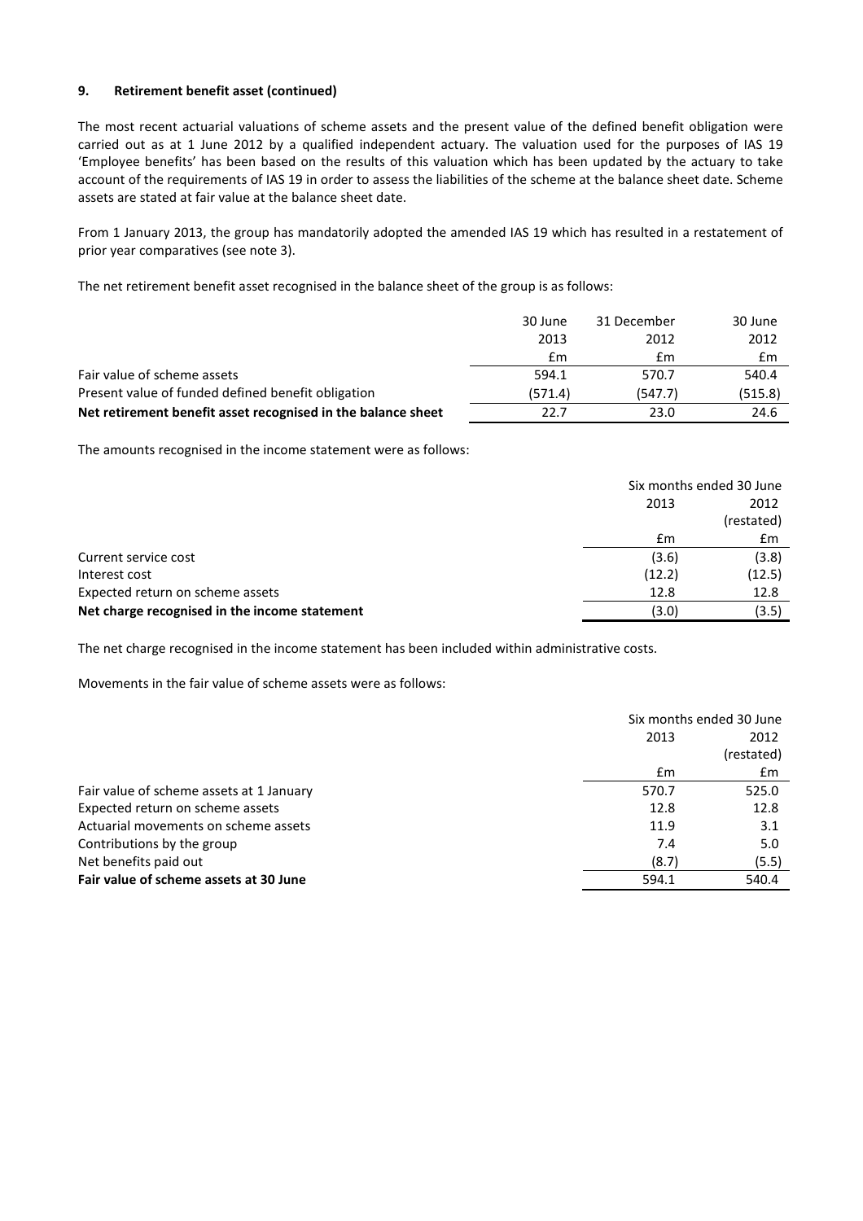### 9. Retirement benefit asset (continued)

The most recent actuarial valuations of scheme assets and the present value of the defined benefit obligation were carried out as at 1 June 2012 by a qualified independent actuary. The valuation used for the purposes of IAS 19 'Employee benefits' has been based on the results of this valuation which has been updated by the actuary to take account of the requirements of IAS 19 in order to assess the liabilities of the scheme at the balance sheet date. Scheme assets are stated at fair value at the balance sheet date.

From 1 January 2013, the group has mandatorily adopted the amended IAS 19 which has resulted in a restatement of prior year comparatives (see note 3).

The net retirement benefit asset recognised in the balance sheet of the group is as follows:

| | 30 June 2013 | 31 December 2012 | 30 June 2012 |
|---|---|---|---|
| | £m | £m | £m |
| Fair value of scheme assets | 594.1 | 570.7 | 540.4 |
| Present value of funded defined benefit obligation | (571.4) | (547.7) | (515.8) |
| **Net retirement benefit asset recognised in the balance sheet** | 22.7 | 23.0 | 24.6 |

The amounts recognised in the income statement were as follows:

| | Six months ended 30 June | |
|---|---|---|
| | 2013 | 2012 (restated) |
| | £m | £m |
| Current service cost | (3.6) | (3.8) |
| Interest cost | (12.2) | (12.5) |
| Expected return on scheme assets | 12.8 | 12.8 |
| **Net charge recognised in the income statement** | (3.0) | (3.5) |

The net charge recognised in the income statement has been included within administrative costs.

Movements in the fair value of scheme assets were as follows:

| | Six months ended 30 June | |
|---|---|---|
| | 2013 | 2012 (restated) |
| | £m | £m |
| Fair value of scheme assets at 1 January | 570.7 | 525.0 |
| Expected return on scheme assets | 12.8 | 12.8 |
| Actuarial movements on scheme assets | 11.9 | 3.1 |
| Contributions by the group | 7.4 | 5.0 |
| Net benefits paid out | (8.7) | (5.5) |
| **Fair value of scheme assets at 30 June** | 594.1 | 540.4 |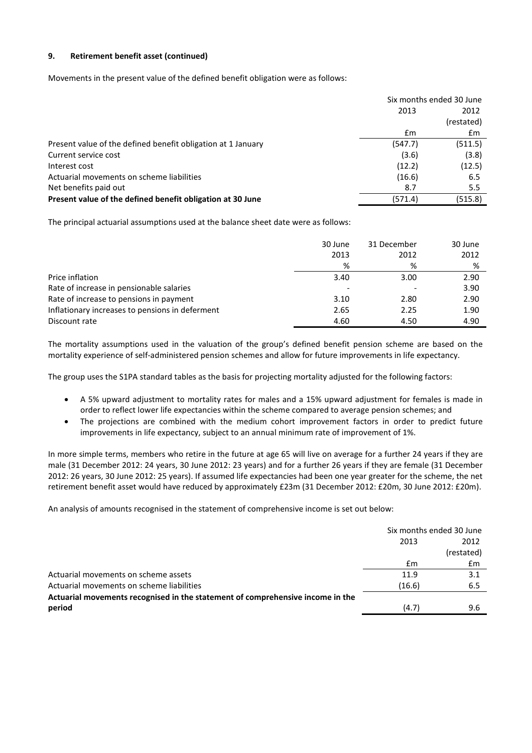### 9. Retirement benefit asset (continued)

Movements in the present value of the defined benefit obligation were as follows:

| | Six months ended 30 June | |
|---|---|---|
| | 2013 | 2012 (restated) |
| | £m | £m |
| Present value of the defined benefit obligation at 1 January | (547.7) | (511.5) |
| Current service cost | (3.6) | (3.8) |
| Interest cost | (12.2) | (12.5) |
| Actuarial movements on scheme liabilities | (16.6) | 6.5 |
| Net benefits paid out | 8.7 | 5.5 |
| **Present value of the defined benefit obligation at 30 June** | (571.4) | (515.8) |

The principal actuarial assumptions used at the balance sheet date were as follows:

| | 30 June 2013 | 31 December 2012 | 30 June 2012 |
|---|---|---|---|
| | % | % | % |
| Price inflation | 3.40 | 3.00 | 2.90 |
| Rate of increase in pensionable salaries | - | - | 3.90 |
| Rate of increase to pensions in payment | 3.10 | 2.80 | 2.90 |
| Inflationary increases to pensions in deferment | 2.65 | 2.25 | 1.90 |
| Discount rate | 4.60 | 4.50 | 4.90 |

The mortality assumptions used in the valuation of the group's defined benefit pension scheme are based on the mortality experience of self-administered pension schemes and allow for future improvements in life expectancy.

The group uses the S1PA standard tables as the basis for projecting mortality adjusted for the following factors:

- A 5% upward adjustment to mortality rates for males and a 15% upward adjustment for females is made in order to reflect lower life expectancies within the scheme compared to average pension schemes; and
- The projections are combined with the medium cohort improvement factors in order to predict future improvements in life expectancy, subject to an annual minimum rate of improvement of 1%.

In more simple terms, members who retire in the future at age 65 will live on average for a further 24 years if they are male (31 December 2012: 24 years, 30 June 2012: 23 years) and for a further 26 years if they are female (31 December 2012: 26 years, 30 June 2012: 25 years). If assumed life expectancies had been one year greater for the scheme, the net retirement benefit asset would have reduced by approximately £23m (31 December 2012: £20m, 30 June 2012: £20m).

An analysis of amounts recognised in the statement of comprehensive income is set out below:

| | Six months ended 30 June | |
|---|---|---|
| | 2013 | 2012 (restated) |
| | £m | £m |
| Actuarial movements on scheme assets | 11.9 | 3.1 |
| Actuarial movements on scheme liabilities | (16.6) | 6.5 |
| **Actuarial movements recognised in the statement of comprehensive income in the period** | (4.7) | 9.6 |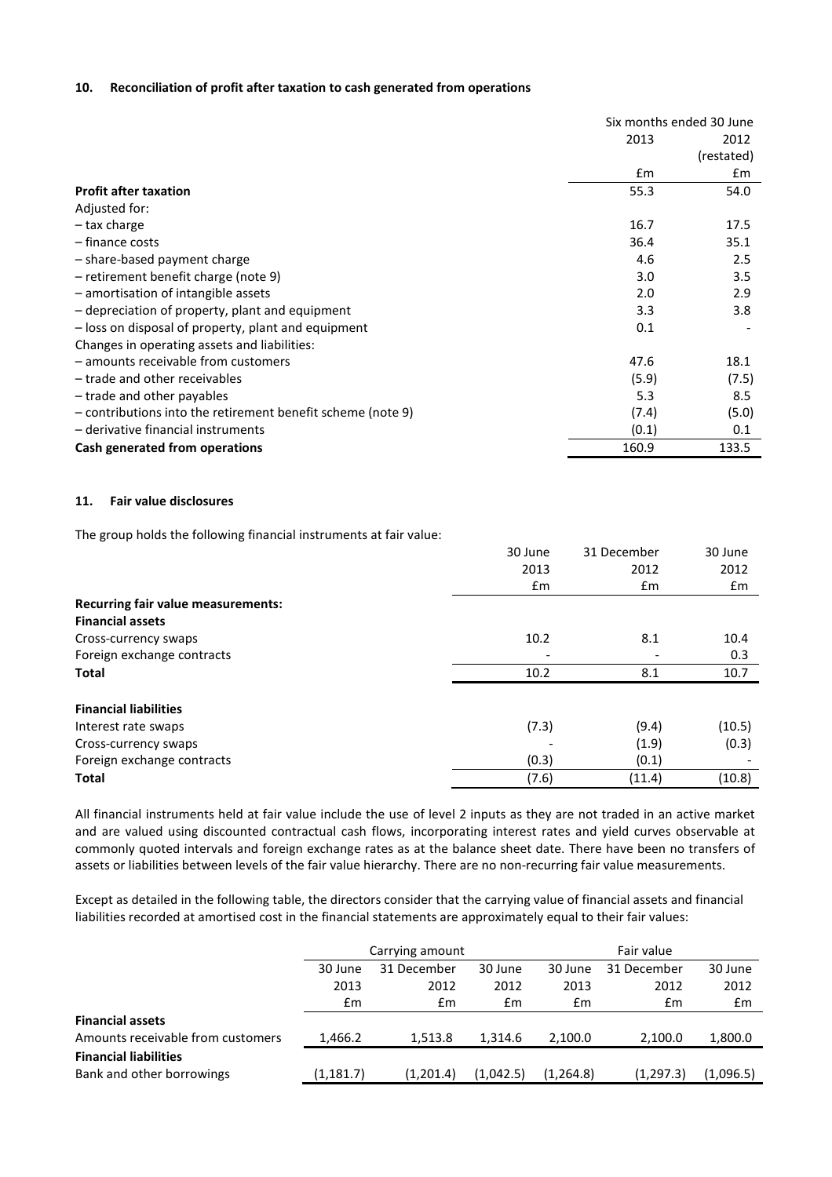## 10. Reconciliation of profit after taxation to cash generated from operations

| | Six months ended 30 June | |
|---|---|---|
| | 2013 | 2012 (restated) |
| | £m | £m |
| **Profit after taxation** | 55.3 | 54.0 |
| Adjusted for: | | |
| – tax charge | 16.7 | 17.5 |
| – finance costs | 36.4 | 35.1 |
| – share-based payment charge | 4.6 | 2.5 |
| – retirement benefit charge (note 9) | 3.0 | 3.5 |
| – amortisation of intangible assets | 2.0 | 2.9 |
| – depreciation of property, plant and equipment | 3.3 | 3.8 |
| – loss on disposal of property, plant and equipment | 0.1 | - |
| Changes in operating assets and liabilities: | | |
| – amounts receivable from customers | 47.6 | 18.1 |
| – trade and other receivables | (5.9) | (7.5) |
| – trade and other payables | 5.3 | 8.5 |
| – contributions into the retirement benefit scheme (note 9) | (7.4) | (5.0) |
| – derivative financial instruments | (0.1) | 0.1 |
| **Cash generated from operations** | 160.9 | 133.5 |

## 11. Fair value disclosures

The group holds the following financial instruments at fair value:

| | 30 June 2013 | 31 December 2012 | 30 June 2012 |
|---|---|---|---|
| | £m | £m | £m |
| **Recurring fair value measurements:** | | | |
| **Financial assets** | | | |
| Cross-currency swaps | 10.2 | 8.1 | 10.4 |
| Foreign exchange contracts | - | - | 0.3 |
| **Total** | 10.2 | 8.1 | 10.7 |
| | | | |
| **Financial liabilities** | | | |
| Interest rate swaps | (7.3) | (9.4) | (10.5) |
| Cross-currency swaps | - | (1.9) | (0.3) |
| Foreign exchange contracts | (0.3) | (0.1) | - |
| **Total** | (7.6) | (11.4) | (10.8) |

All financial instruments held at fair value include the use of level 2 inputs as they are not traded in an active market and are valued using discounted contractual cash flows, incorporating interest rates and yield curves observable at commonly quoted intervals and foreign exchange rates as at the balance sheet date. There have been no transfers of assets or liabilities between levels of the fair value hierarchy. There are no non-recurring fair value measurements.

Except as detailed in the following table, the directors consider that the carrying value of financial assets and financial liabilities recorded at amortised cost in the financial statements are approximately equal to their fair values:

| | Carrying amount | | | Fair value | | |
|---|---|---|---|---|---|---|
| | 30 June 2013 | 31 December 2012 | 30 June 2012 | 30 June 2013 | 31 December 2012 | 30 June 2012 |
| | £m | £m | £m | £m | £m | £m |
| **Financial assets** | | | | | | |
| Amounts receivable from customers | 1,466.2 | 1,513.8 | 1,314.6 | 2,100.0 | 2,100.0 | 1,800.0 |
| **Financial liabilities** | | | | | | |
| Bank and other borrowings | (1,181.7) | (1,201.4) | (1,042.5) | (1,264.8) | (1,297.3) | (1,096.5) |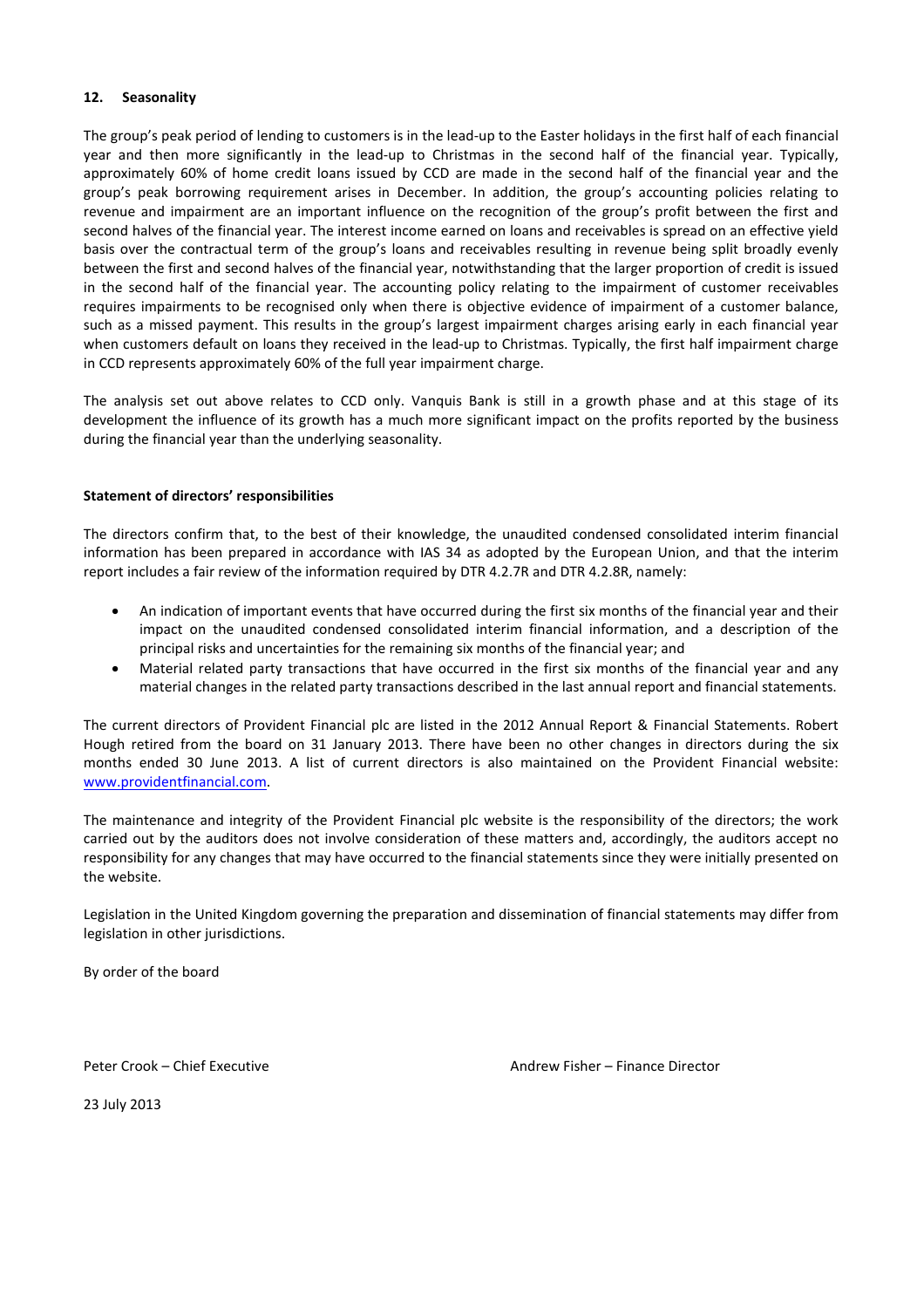## 12. Seasonality

The group's peak period of lending to customers is in the lead-up to the Easter holidays in the first half of each financial year and then more significantly in the lead-up to Christmas in the second half of the financial year. Typically, approximately 60% of home credit loans issued by CCD are made in the second half of the financial year and the group's peak borrowing requirement arises in December. In addition, the group's accounting policies relating to revenue and impairment are an important influence on the recognition of the group's profit between the first and second halves of the financial year. The interest income earned on loans and receivables is spread on an effective yield basis over the contractual term of the group's loans and receivables resulting in revenue being split broadly evenly between the first and second halves of the financial year, notwithstanding that the larger proportion of credit is issued in the second half of the financial year. The accounting policy relating to the impairment of customer receivables requires impairments to be recognised only when there is objective evidence of impairment of a customer balance, such as a missed payment. This results in the group's largest impairment charges arising early in each financial year when customers default on loans they received in the lead-up to Christmas. Typically, the first half impairment charge in CCD represents approximately 60% of the full year impairment charge.

The analysis set out above relates to CCD only. Vanquis Bank is still in a growth phase and at this stage of its development the influence of its growth has a much more significant impact on the profits reported by the business during the financial year than the underlying seasonality.

## Statement of directors' responsibilities

The directors confirm that, to the best of their knowledge, the unaudited condensed consolidated interim financial information has been prepared in accordance with IAS 34 as adopted by the European Union, and that the interim report includes a fair review of the information required by DTR 4.2.7R and DTR 4.2.8R, namely:

- An indication of important events that have occurred during the first six months of the financial year and their impact on the unaudited condensed consolidated interim financial information, and a description of the principal risks and uncertainties for the remaining six months of the financial year; and
- Material related party transactions that have occurred in the first six months of the financial year and any material changes in the related party transactions described in the last annual report and financial statements.

The current directors of Provident Financial plc are listed in the 2012 Annual Report & Financial Statements. Robert Hough retired from the board on 31 January 2013. There have been no other changes in directors during the six months ended 30 June 2013. A list of current directors is also maintained on the Provident Financial website: www.providentfinancial.com.

The maintenance and integrity of the Provident Financial plc website is the responsibility of the directors; the work carried out by the auditors does not involve consideration of these matters and, accordingly, the auditors accept no responsibility for any changes that may have occurred to the financial statements since they were initially presented on the website.

Legislation in the United Kingdom governing the preparation and dissemination of financial statements may differ from legislation in other jurisdictions.

By order of the board

Peter Crook – Chief Executive

Andrew Fisher – Finance Director

23 July 2013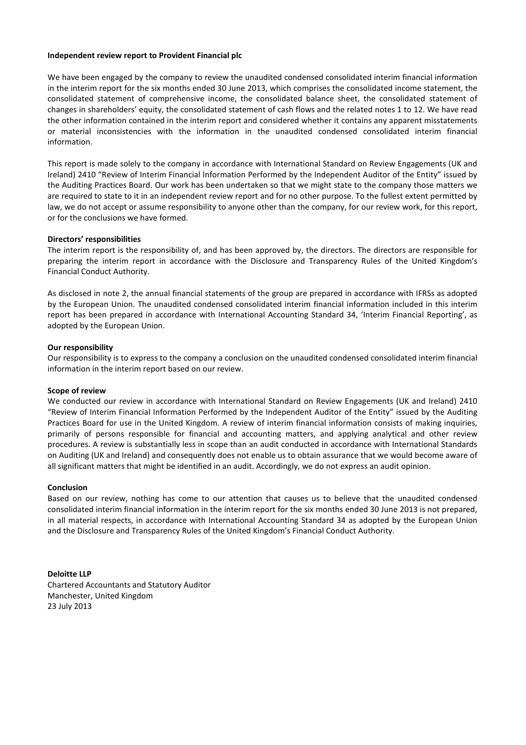**Independent review report to Provident Financial plc**

We have been engaged by the company to review the unaudited condensed consolidated interim financial information in the interim report for the six months ended 30 June 2013, which comprises the consolidated income statement, the consolidated statement of comprehensive income, the consolidated balance sheet, the consolidated statement of changes in shareholders' equity, the consolidated statement of cash flows and the related notes 1 to 12. We have read the other information contained in the interim report and considered whether it contains any apparent misstatements or material inconsistencies with the information in the unaudited condensed consolidated interim financial information.

This report is made solely to the company in accordance with International Standard on Review Engagements (UK and Ireland) 2410 "Review of Interim Financial Information Performed by the Independent Auditor of the Entity" issued by the Auditing Practices Board. Our work has been undertaken so that we might state to the company those matters we are required to state to it in an independent review report and for no other purpose. To the fullest extent permitted by law, we do not accept or assume responsibility to anyone other than the company, for our review work, for this report, or for the conclusions we have formed.

**Directors' responsibilities**

The interim report is the responsibility of, and has been approved by, the directors. The directors are responsible for preparing the interim report in accordance with the Disclosure and Transparency Rules of the United Kingdom's Financial Conduct Authority.

As disclosed in note 2, the annual financial statements of the group are prepared in accordance with IFRSs as adopted by the European Union. The unaudited condensed consolidated interim financial information included in this interim report has been prepared in accordance with International Accounting Standard 34, 'Interim Financial Reporting', as adopted by the European Union.

**Our responsibility**

Our responsibility is to express to the company a conclusion on the unaudited condensed consolidated interim financial information in the interim report based on our review.

**Scope of review**

We conducted our review in accordance with International Standard on Review Engagements (UK and Ireland) 2410 "Review of Interim Financial Information Performed by the Independent Auditor of the Entity" issued by the Auditing Practices Board for use in the United Kingdom. A review of interim financial information consists of making inquiries, primarily of persons responsible for financial and accounting matters, and applying analytical and other review procedures. A review is substantially less in scope than an audit conducted in accordance with International Standards on Auditing (UK and Ireland) and consequently does not enable us to obtain assurance that we would become aware of all significant matters that might be identified in an audit. Accordingly, we do not express an audit opinion.

**Conclusion**

Based on our review, nothing has come to our attention that causes us to believe that the unaudited condensed consolidated interim financial information in the interim report for the six months ended 30 June 2013 is not prepared, in all material respects, in accordance with International Accounting Standard 34 as adopted by the European Union and the Disclosure and Transparency Rules of the United Kingdom's Financial Conduct Authority.

**Deloitte LLP**
Chartered Accountants and Statutory Auditor
Manchester, United Kingdom
23 July 2013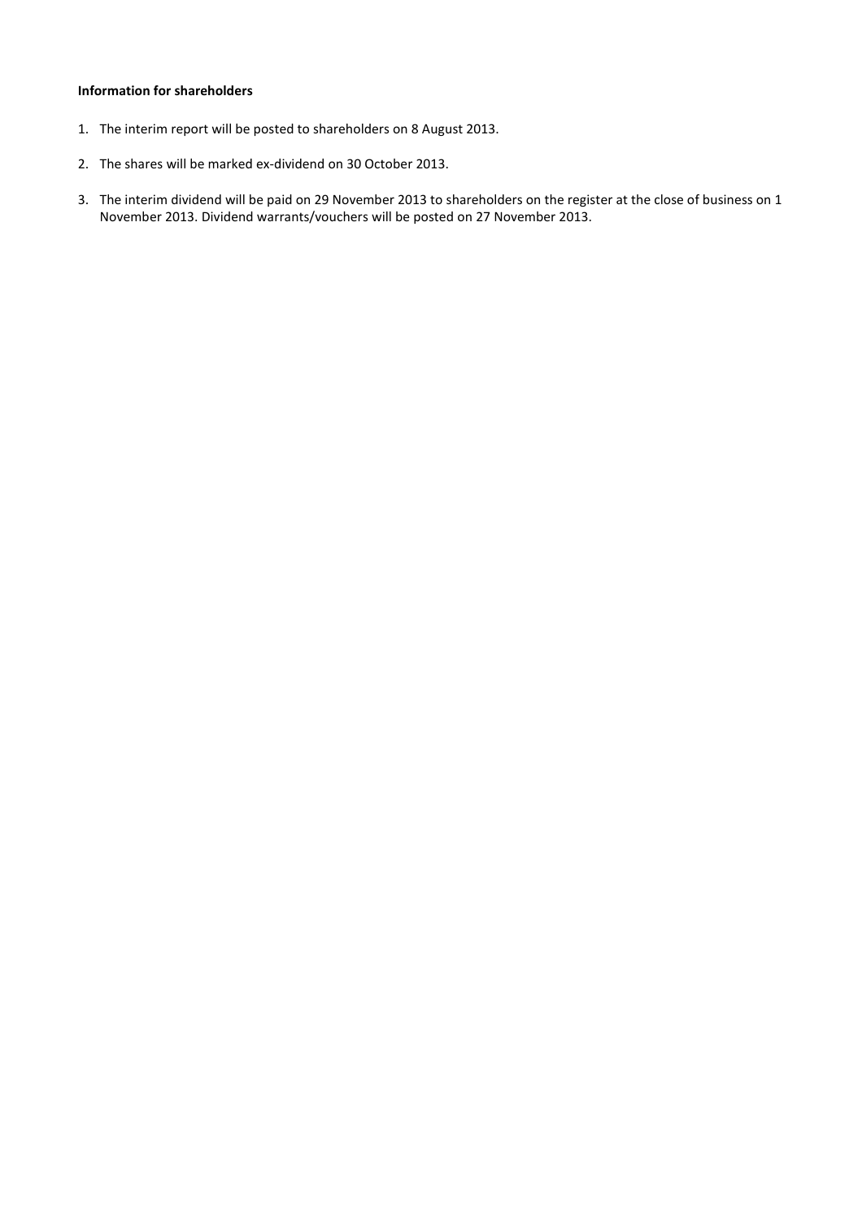**Information for shareholders**

1. The interim report will be posted to shareholders on 8 August 2013.

2. The shares will be marked ex-dividend on 30 October 2013.

3. The interim dividend will be paid on 29 November 2013 to shareholders on the register at the close of business on 1 November 2013. Dividend warrants/vouchers will be posted on 27 November 2013.